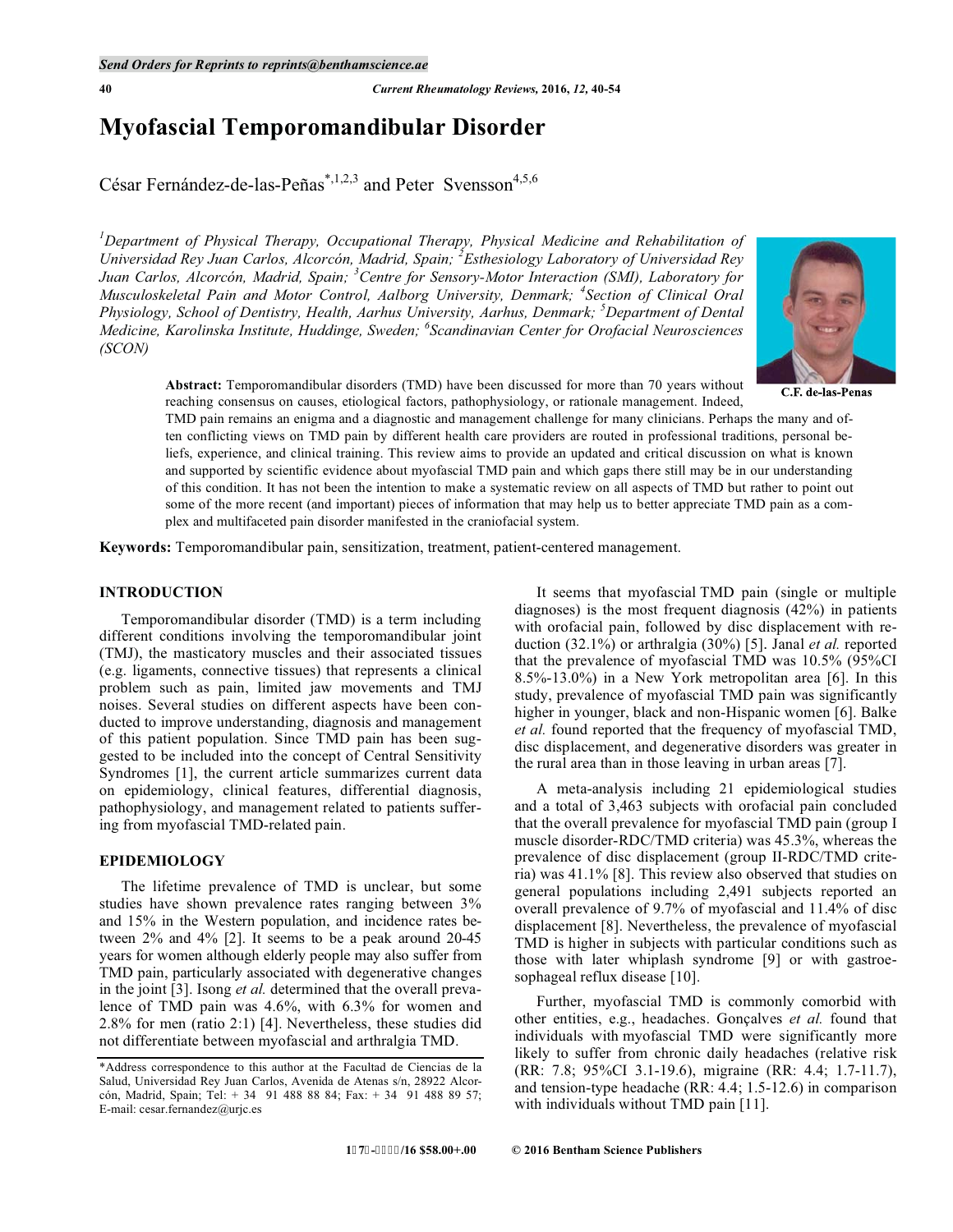# Myofascial Temporomandibular Disorder

César Fernández-de-las-Peñas[*,1,2,3] and Peter Svensson[4,5,6]

[1]Department of Physical Therapy, Occupational Therapy, Physical Medicine and Rehabilitation of Universidad Rey Juan Carlos, Alcorcón, Madrid, Spain; [2]Esthesiology Laboratory of Universidad Rey Juan Carlos, Alcorcón, Madrid, Spain; [3]Centre for Sensory-Motor Interaction (SMI), Laboratory for Musculoskeletal Pain and Motor Control, Aalborg University, Denmark; [4]Section of Clinical Oral Physiology, School of Dentistry, Health, Aarhus University, Aarhus, Denmark; [5]Department of Dental Medicine, Karolinska Institute, Huddinge, Sweden; [6]Scandinavian Center for Orofacial Neurosciences (SCON)

C.F. de-las-Penas

**Abstract:** Temporomandibular disorders (TMD) have been discussed for more than 70 years without reaching consensus on causes, etiological factors, pathophysiology, or rationale management. Indeed, TMD pain remains an enigma and a diagnostic and management challenge for many clinicians. Perhaps the many and often conflicting views on TMD pain by different health care providers are routed in professional traditions, personal beliefs, experience, and clinical training. This review aims to provide an updated and critical discussion on what is known and supported by scientific evidence about myofascial TMD pain and which gaps there still may be in our understanding of this condition. It has not been the intention to make a systematic review on all aspects of TMD but rather to point out some of the more recent (and important) pieces of information that may help us to better appreciate TMD pain as a complex and multifaceted pain disorder manifested in the craniofacial system.

**Keywords:** Temporomandibular pain, sensitization, treatment, patient-centered management.

## INTRODUCTION

Temporomandibular disorder (TMD) is a term including different conditions involving the temporomandibular joint (TMJ), the masticatory muscles and their associated tissues (e.g. ligaments, connective tissues) that represents a clinical problem such as pain, limited jaw movements and TMJ noises. Several studies on different aspects have been conducted to improve understanding, diagnosis and management of this patient population. Since TMD pain has been suggested to be included into the concept of Central Sensitivity Syndromes [1], the current article summarizes current data on epidemiology, clinical features, differential diagnosis, pathophysiology, and management related to patients suffering from myofascial TMD-related pain.

## EPIDEMIOLOGY

The lifetime prevalence of TMD is unclear, but some studies have shown prevalence rates ranging between 3% and 15% in the Western population, and incidence rates between 2% and 4% [2]. It seems to be a peak around 20-45 years for women although elderly people may also suffer from TMD pain, particularly associated with degenerative changes in the joint [3]. Isong *et al.* determined that the overall prevalence of TMD pain was 4.6%, with 6.3% for women and 2.8% for men (ratio 2:1) [4]. Nevertheless, these studies did not differentiate between myofascial and arthralgia TMD.

It seems that myofascial TMD pain (single or multiple diagnoses) is the most frequent diagnosis (42%) in patients with orofacial pain, followed by disc displacement with reduction (32.1%) or arthralgia (30%) [5]. Janal *et al.* reported that the prevalence of myofascial TMD was 10.5% (95%CI 8.5%-13.0%) in a New York metropolitan area [6]. In this study, prevalence of myofascial TMD pain was significantly higher in younger, black and non-Hispanic women [6]. Balke *et al.* found reported that the frequency of myofascial TMD, disc displacement, and degenerative disorders was greater in the rural area than in those leaving in urban areas [7].

A meta-analysis including 21 epidemiological studies and a total of 3,463 subjects with orofacial pain concluded that the overall prevalence for myofascial TMD pain (group I muscle disorder-RDC/TMD criteria) was 45.3%, whereas the prevalence of disc displacement (group II-RDC/TMD criteria) was 41.1% [8]. This review also observed that studies on general populations including 2,491 subjects reported an overall prevalence of 9.7% of myofascial and 11.4% of disc displacement [8]. Nevertheless, the prevalence of myofascial TMD is higher in subjects with particular conditions such as those with later whiplash syndrome [9] or with gastroesophageal reflux disease [10].

Further, myofascial TMD is commonly comorbid with other entities, e.g., headaches. Gonçalves *et al.* found that individuals with myofascial TMD were significantly more likely to suffer from chronic daily headaches (relative risk (RR: 7.8; 95%CI 3.1-19.6), migraine (RR: 4.4; 1.7-11.7), and tension-type headache (RR: 4.4; 1.5-12.6) in comparison with individuals without TMD pain [11].

*Address correspondence to this author at the Facultad de Ciencias de la Salud, Universidad Rey Juan Carlos, Avenida de Atenas s/n, 28922 Alcorcón, Madrid, Spain; Tel: + 34 91 488 88 84; Fax: + 34 91 488 89 57; E-mail: cesar.fernandez@urjc.es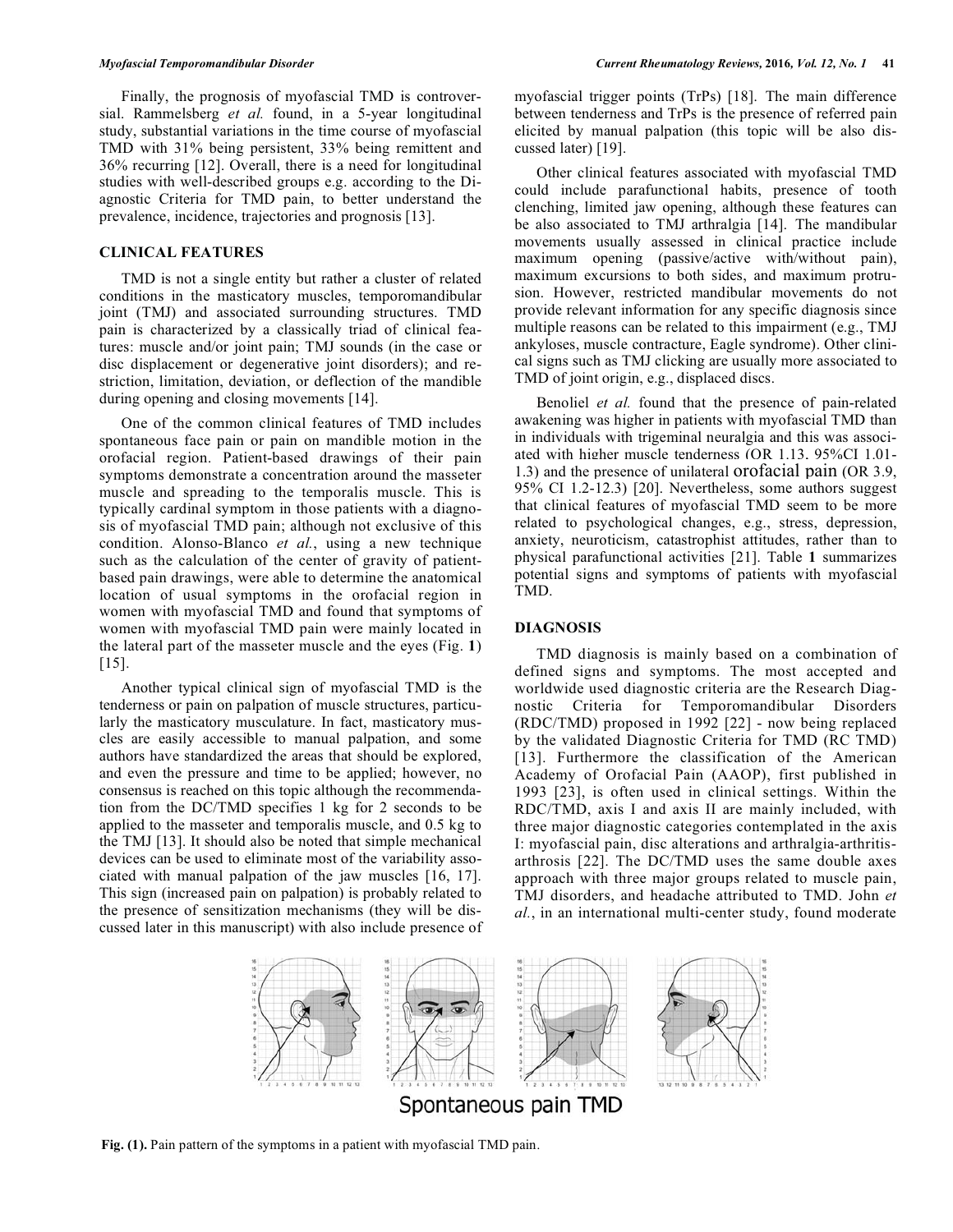Finally, the prognosis of myofascial TMD is controversial. Rammelsberg *et al.* found, in a 5-year longitudinal study, substantial variations in the time course of myofascial TMD with 31% being persistent, 33% being remittent and 36% recurring [12]. Overall, there is a need for longitudinal studies with well-described groups e.g. according to the Diagnostic Criteria for TMD pain, to better understand the prevalence, incidence, trajectories and prognosis [13].

## CLINICAL FEATURES

TMD is not a single entity but rather a cluster of related conditions in the masticatory muscles, temporomandibular joint (TMJ) and associated surrounding structures. TMD pain is characterized by a classically triad of clinical features: muscle and/or joint pain; TMJ sounds (in the case or disc displacement or degenerative joint disorders); and restriction, limitation, deviation, or deflection of the mandible during opening and closing movements [14].

One of the common clinical features of TMD includes spontaneous face pain or pain on mandible motion in the orofacial region. Patient-based drawings of their pain symptoms demonstrate a concentration around the masseter muscle and spreading to the temporalis muscle. This is typically cardinal symptom in those patients with a diagnosis of myofascial TMD pain; although not exclusive of this condition. Alonso-Blanco *et al.*, using a new technique such as the calculation of the center of gravity of patient-based pain drawings, were able to determine the anatomical location of usual symptoms in the orofacial region in women with myofascial TMD and found that symptoms of women with myofascial TMD pain were mainly located in the lateral part of the masseter muscle and the eyes (Fig. **1**) [15].

Another typical clinical sign of myofascial TMD is the tenderness or pain on palpation of muscle structures, particularly the masticatory musculature. In fact, masticatory muscles are easily accessible to manual palpation, and some authors have standardized the areas that should be explored, and even the pressure and time to be applied; however, no consensus is reached on this topic although the recommendation from the DC/TMD specifies 1 kg for 2 seconds to be applied to the masseter and temporalis muscle, and 0.5 kg to the TMJ [13]. It should also be noted that simple mechanical devices can be used to eliminate most of the variability associated with manual palpation of the jaw muscles [16, 17]. This sign (increased pain on palpation) is probably related to the presence of sensitization mechanisms (they will be discussed later in this manuscript) with also include presence of myofascial trigger points (TrPs) [18]. The main difference between tenderness and TrPs is the presence of referred pain elicited by manual palpation (this topic will be also discussed later) [19].

Other clinical features associated with myofascial TMD could include parafunctional habits, presence of tooth clenching, limited jaw opening, although these features can be also associated to TMJ arthralgia [14]. The mandibular movements usually assessed in clinical practice include maximum opening (passive/active with/without pain), maximum excursions to both sides, and maximum protrusion. However, restricted mandibular movements do not provide relevant information for any specific diagnosis since multiple reasons can be related to this impairment (e.g., TMJ ankyloses, muscle contracture, Eagle syndrome). Other clinical signs such as TMJ clicking are usually more associated to TMD of joint origin, e.g., displaced discs.

Benoliel *et al.* found that the presence of pain-related awakening was higher in patients with myofascial TMD than in individuals with trigeminal neuralgia and this was associated with higher muscle tenderness (OR 1.13, 95%CI 1.01-1.3) and the presence of unilateral orofacial pain (OR 3.9, 95% CI 1.2-12.3) [20]. Nevertheless, some authors suggest that clinical features of myofascial TMD seem to be more related to psychological changes, e.g., stress, depression, anxiety, neuroticism, catastrophist attitudes, rather than to physical parafunctional activities [21]. Table **1** summarizes potential signs and symptoms of patients with myofascial TMD.

## DIAGNOSIS

TMD diagnosis is mainly based on a combination of defined signs and symptoms. The most accepted and worldwide used diagnostic criteria are the Research Diagnostic Criteria for Temporomandibular Disorders (RDC/TMD) proposed in 1992 [22] - now being replaced by the validated Diagnostic Criteria for TMD (RC TMD) [13]. Furthermore the classification of the American Academy of Orofacial Pain (AAOP), first published in 1993 [23], is often used in clinical settings. Within the RDC/TMD, axis I and axis II are mainly included, with three major diagnostic categories contemplated in the axis I: myofascial pain, disc alterations and arthralgia-arthritis-arthrosis [22]. The DC/TMD uses the same double axes approach with three major groups related to muscle pain, TMJ disorders, and headache attributed to TMD. John *et al.*, in an international multi-center study, found moderate

Spontaneous pain TMD

**Fig. (1).** Pain pattern of the symptoms in a patient with myofascial TMD pain.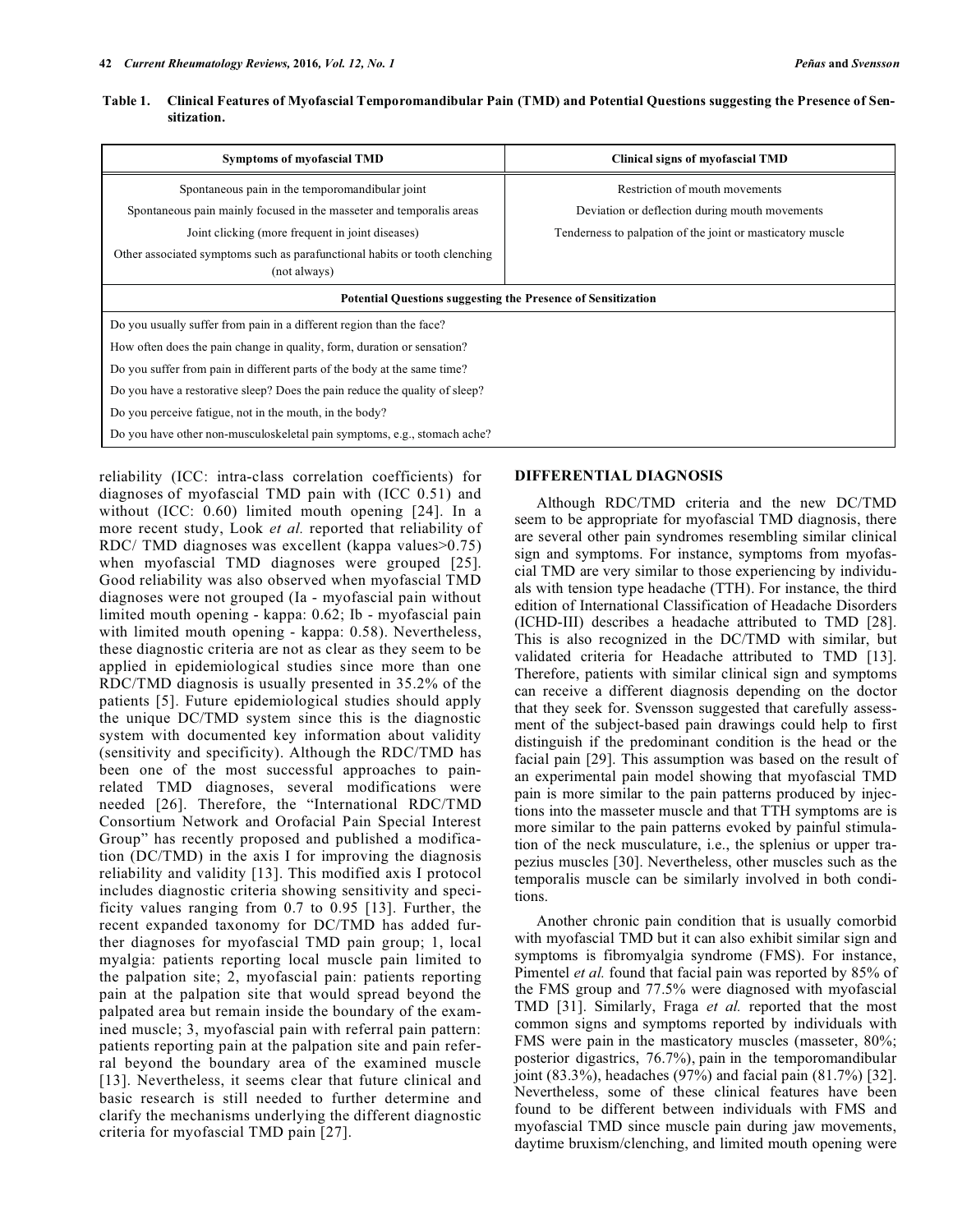**Table 1. Clinical Features of Myofascial Temporomandibular Pain (TMD) and Potential Questions suggesting the Presence of Sensitization.**

| Symptoms of myofascial TMD | Clinical signs of myofascial TMD |
|---|---|
| Spontaneous pain in the temporomandibular joint | Restriction of mouth movements |
| Spontaneous pain mainly focused in the masseter and temporalis areas | Deviation or deflection during mouth movements |
| Joint clicking (more frequent in joint diseases) | Tenderness to palpation of the joint or masticatory muscle |
| Other associated symptoms such as parafunctional habits or tooth clenching (not always) | |
| **Potential Questions suggesting the Presence of Sensitization** | |
| Do you usually suffer from pain in a different region than the face? | |
| How often does the pain change in quality, form, duration or sensation? | |
| Do you suffer from pain in different parts of the body at the same time? | |
| Do you have a restorative sleep? Does the pain reduce the quality of sleep? | |
| Do you perceive fatigue, not in the mouth, in the body? | |
| Do you have other non-musculoskeletal pain symptoms, e.g., stomach ache? | |

reliability (ICC: intra-class correlation coefficients) for diagnoses of myofascial TMD pain with (ICC 0.51) and without (ICC: 0.60) limited mouth opening [24]. In a more recent study, Look *et al.* reported that reliability of RDC/ TMD diagnoses was excellent (kappa values>0.75) when myofascial TMD diagnoses were grouped [25]. Good reliability was also observed when myofascial TMD diagnoses were not grouped (Ia - myofascial pain without limited mouth opening - kappa: 0.62; Ib - myofascial pain with limited mouth opening - kappa: 0.58). Nevertheless, these diagnostic criteria are not as clear as they seem to be applied in epidemiological studies since more than one RDC/TMD diagnosis is usually presented in 35.2% of the patients [5]. Future epidemiological studies should apply the unique DC/TMD system since this is the diagnostic system with documented key information about validity (sensitivity and specificity). Although the RDC/TMD has been one of the most successful approaches to pain-related TMD diagnoses, several modifications were needed [26]. Therefore, the "International RDC/TMD Consortium Network and Orofacial Pain Special Interest Group" has recently proposed and published a modification (DC/TMD) in the axis I for improving the diagnosis reliability and validity [13]. This modified axis I protocol includes diagnostic criteria showing sensitivity and specificity values ranging from 0.7 to 0.95 [13]. Further, the recent expanded taxonomy for DC/TMD has added further diagnoses for myofascial TMD pain group; 1, local myalgia: patients reporting local muscle pain limited to the palpation site; 2, myofascial pain: patients reporting pain at the palpation site that would spread beyond the palpated area but remain inside the boundary of the examined muscle; 3, myofascial pain with referral pain pattern: patients reporting pain at the palpation site and pain referral beyond the boundary area of the examined muscle [13]. Nevertheless, it seems clear that future clinical and basic research is still needed to further determine and clarify the mechanisms underlying the different diagnostic criteria for myofascial TMD pain [27].

## DIFFERENTIAL DIAGNOSIS

Although RDC/TMD criteria and the new DC/TMD seem to be appropriate for myofascial TMD diagnosis, there are several other pain syndromes resembling similar clinical sign and symptoms. For instance, symptoms from myofascial TMD are very similar to those experiencing by individuals with tension type headache (TTH). For instance, the third edition of International Classification of Headache Disorders (ICHD-III) describes a headache attributed to TMD [28]. This is also recognized in the DC/TMD with similar, but validated criteria for Headache attributed to TMD [13]. Therefore, patients with similar clinical sign and symptoms can receive a different diagnosis depending on the doctor that they seek for. Svensson suggested that carefully assessment of the subject-based pain drawings could help to first distinguish if the predominant condition is the head or the facial pain [29]. This assumption was based on the result of an experimental pain model showing that myofascial TMD pain is more similar to the pain patterns produced by injections into the masseter muscle and that TTH symptoms are is more similar to the pain patterns evoked by painful stimulation of the neck musculature, i.e., the splenius or upper trapezius muscles [30]. Nevertheless, other muscles such as the temporalis muscle can be similarly involved in both conditions.

Another chronic pain condition that is usually comorbid with myofascial TMD but it can also exhibit similar sign and symptoms is fibromyalgia syndrome (FMS). For instance, Pimentel *et al.* found that facial pain was reported by 85% of the FMS group and 77.5% were diagnosed with myofascial TMD [31]. Similarly, Fraga *et al.* reported that the most common signs and symptoms reported by individuals with FMS were pain in the masticatory muscles (masseter, 80%; posterior digastrics, 76.7%), pain in the temporomandibular joint (83.3%), headaches (97%) and facial pain (81.7%) [32]. Nevertheless, some of these clinical features have been found to be different between individuals with FMS and myofascial TMD since muscle pain during jaw movements, daytime bruxism/clenching, and limited mouth opening were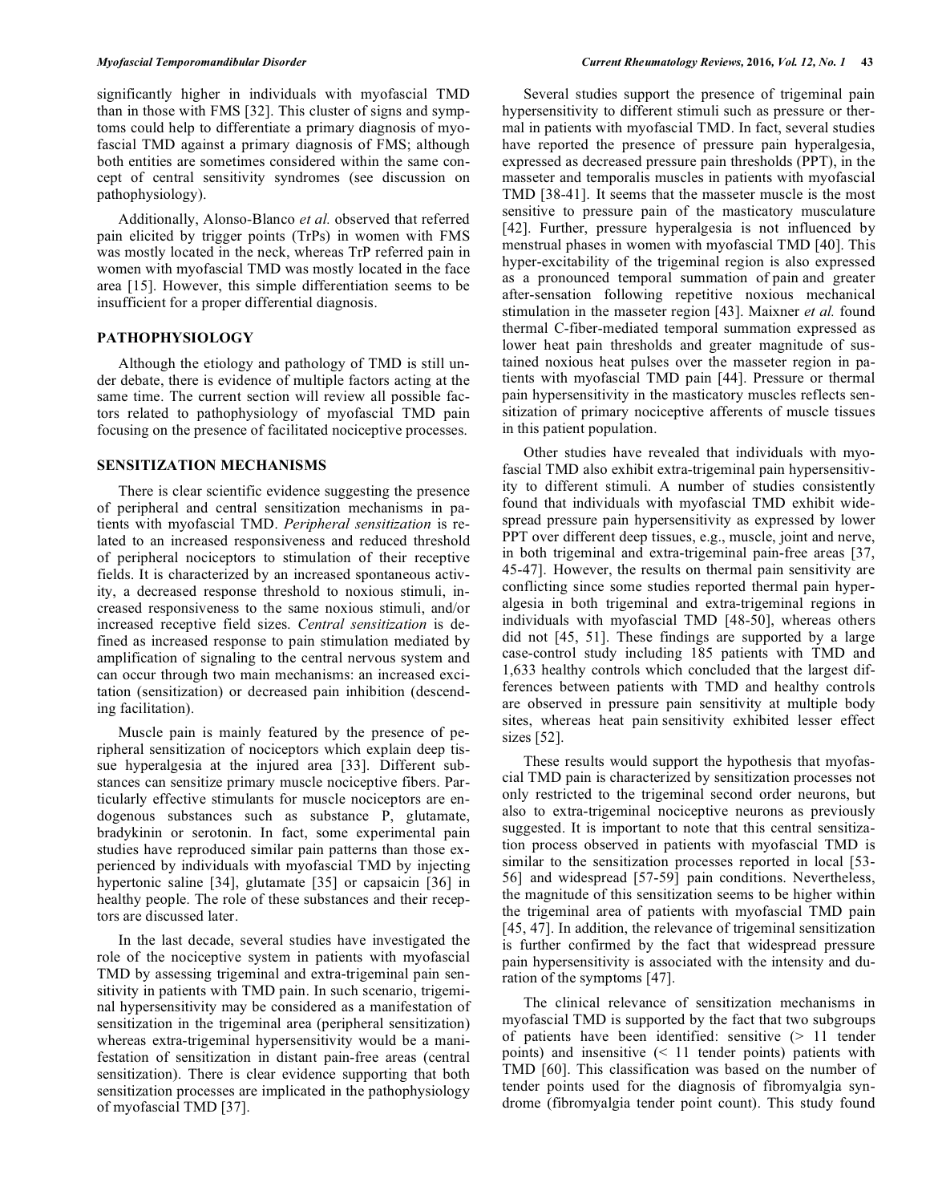significantly higher in individuals with myofascial TMD than in those with FMS [32]. This cluster of signs and symptoms could help to differentiate a primary diagnosis of myofascial TMD against a primary diagnosis of FMS; although both entities are sometimes considered within the same concept of central sensitivity syndromes (see discussion on pathophysiology).

Additionally, Alonso-Blanco *et al.* observed that referred pain elicited by trigger points (TrPs) in women with FMS was mostly located in the neck, whereas TrP referred pain in women with myofascial TMD was mostly located in the face area [15]. However, this simple differentiation seems to be insufficient for a proper differential diagnosis.

## PATHOPHYSIOLOGY

Although the etiology and pathology of TMD is still under debate, there is evidence of multiple factors acting at the same time. The current section will review all possible factors related to pathophysiology of myofascial TMD pain focusing on the presence of facilitated nociceptive processes.

## SENSITIZATION MECHANISMS

There is clear scientific evidence suggesting the presence of peripheral and central sensitization mechanisms in patients with myofascial TMD. *Peripheral sensitization* is related to an increased responsiveness and reduced threshold of peripheral nociceptors to stimulation of their receptive fields. It is characterized by an increased spontaneous activity, a decreased response threshold to noxious stimuli, increased responsiveness to the same noxious stimuli, and/or increased receptive field sizes. *Central sensitization* is defined as increased response to pain stimulation mediated by amplification of signaling to the central nervous system and can occur through two main mechanisms: an increased excitation (sensitization) or decreased pain inhibition (descending facilitation).

Muscle pain is mainly featured by the presence of peripheral sensitization of nociceptors which explain deep tissue hyperalgesia at the injured area [33]. Different substances can sensitize primary muscle nociceptive fibers. Particularly effective stimulants for muscle nociceptors are endogenous substances such as substance P, glutamate, bradykinin or serotonin. In fact, some experimental pain studies have reproduced similar pain patterns than those experienced by individuals with myofascial TMD by injecting hypertonic saline [34], glutamate [35] or capsaicin [36] in healthy people. The role of these substances and their receptors are discussed later.

In the last decade, several studies have investigated the role of the nociceptive system in patients with myofascial TMD by assessing trigeminal and extra-trigeminal pain sensitivity in patients with TMD pain. In such scenario, trigeminal hypersensitivity may be considered as a manifestation of sensitization in the trigeminal area (peripheral sensitization) whereas extra-trigeminal hypersensitivity would be a manifestation of sensitization in distant pain-free areas (central sensitization). There is clear evidence supporting that both sensitization processes are implicated in the pathophysiology of myofascial TMD [37].

Several studies support the presence of trigeminal pain hypersensitivity to different stimuli such as pressure or thermal in patients with myofascial TMD. In fact, several studies have reported the presence of pressure pain hyperalgesia, expressed as decreased pressure pain thresholds (PPT), in the masseter and temporalis muscles in patients with myofascial TMD [38-41]. It seems that the masseter muscle is the most sensitive to pressure pain of the masticatory musculature [42]. Further, pressure hyperalgesia is not influenced by menstrual phases in women with myofascial TMD [40]. This hyper-excitability of the trigeminal region is also expressed as a pronounced temporal summation of pain and greater after-sensation following repetitive noxious mechanical stimulation in the masseter region [43]. Maixner *et al.* found thermal C-fiber-mediated temporal summation expressed as lower heat pain thresholds and greater magnitude of sustained noxious heat pulses over the masseter region in patients with myofascial TMD pain [44]. Pressure or thermal pain hypersensitivity in the masticatory muscles reflects sensitization of primary nociceptive afferents of muscle tissues in this patient population.

Other studies have revealed that individuals with myofascial TMD also exhibit extra-trigeminal pain hypersensitivity to different stimuli. A number of studies consistently found that individuals with myofascial TMD exhibit widespread pressure pain hypersensitivity as expressed by lower PPT over different deep tissues, e.g., muscle, joint and nerve, in both trigeminal and extra-trigeminal pain-free areas [37, 45-47]. However, the results on thermal pain sensitivity are conflicting since some studies reported thermal pain hyperalgesia in both trigeminal and extra-trigeminal regions in individuals with myofascial TMD [48-50], whereas others did not [45, 51]. These findings are supported by a large case-control study including 185 patients with TMD and 1,633 healthy controls which concluded that the largest differences between patients with TMD and healthy controls are observed in pressure pain sensitivity at multiple body sites, whereas heat pain sensitivity exhibited lesser effect sizes [52].

These results would support the hypothesis that myofascial TMD pain is characterized by sensitization processes not only restricted to the trigeminal second order neurons, but also to extra-trigeminal nociceptive neurons as previously suggested. It is important to note that this central sensitization process observed in patients with myofascial TMD is similar to the sensitization processes reported in local [53-56] and widespread [57-59] pain conditions. Nevertheless, the magnitude of this sensitization seems to be higher within the trigeminal area of patients with myofascial TMD pain [45, 47]. In addition, the relevance of trigeminal sensitization is further confirmed by the fact that widespread pressure pain hypersensitivity is associated with the intensity and duration of the symptoms [47].

The clinical relevance of sensitization mechanisms in myofascial TMD is supported by the fact that two subgroups of patients have been identified: sensitive (> 11 tender points) and insensitive (< 11 tender points) patients with TMD [60]. This classification was based on the number of tender points used for the diagnosis of fibromyalgia syndrome (fibromyalgia tender point count). This study found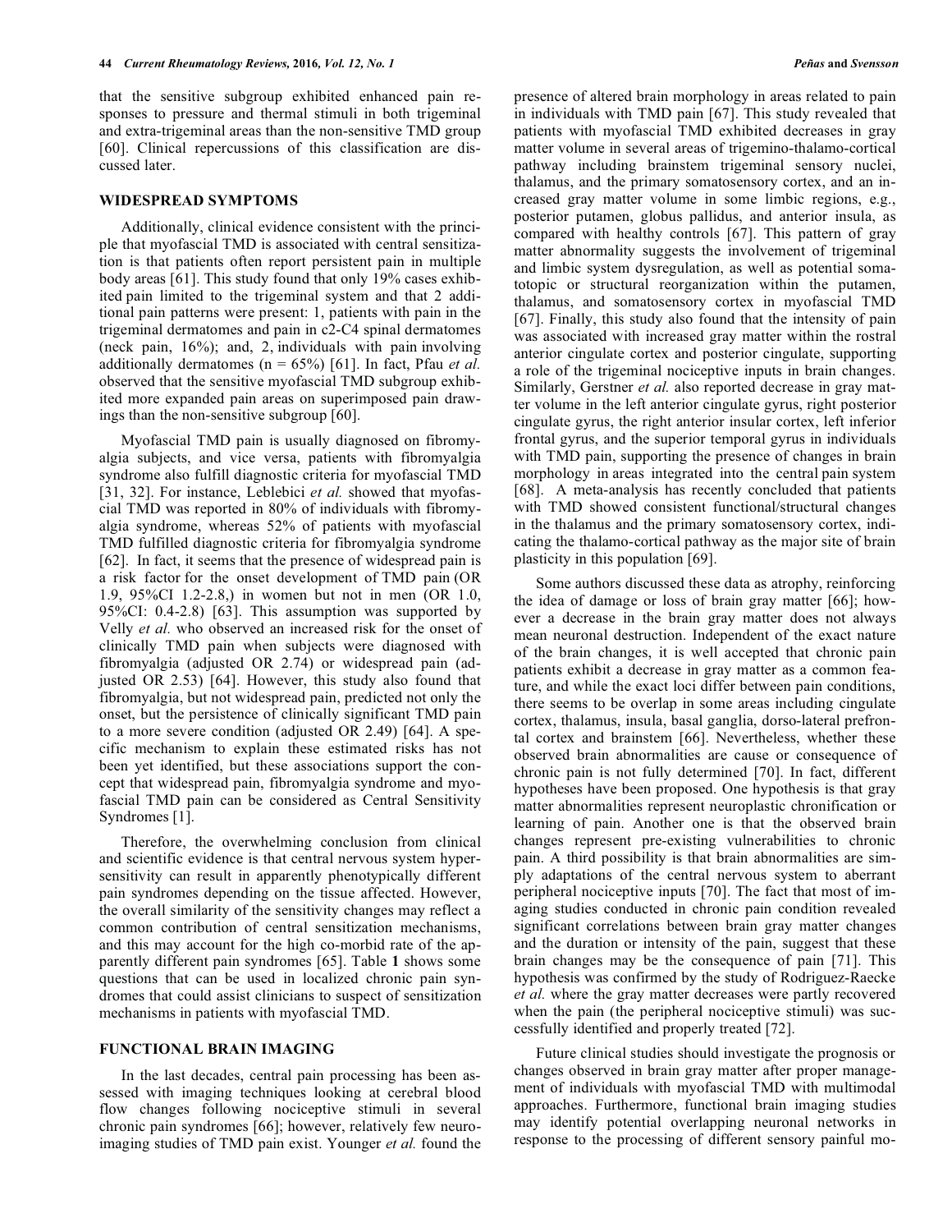that the sensitive subgroup exhibited enhanced pain responses to pressure and thermal stimuli in both trigeminal and extra-trigeminal areas than the non-sensitive TMD group [60]. Clinical repercussions of this classification are discussed later.

## WIDESPREAD SYMPTOMS

Additionally, clinical evidence consistent with the principle that myofascial TMD is associated with central sensitization is that patients often report persistent pain in multiple body areas [61]. This study found that only 19% cases exhibited pain limited to the trigeminal system and that 2 additional pain patterns were present: 1, patients with pain in the trigeminal dermatomes and pain in c2-C4 spinal dermatomes (neck pain, 16%); and, 2, individuals with pain involving additionally dermatomes (n = 65%) [61]. In fact, Pfau *et al.* observed that the sensitive myofascial TMD subgroup exhibited more expanded pain areas on superimposed pain drawings than the non-sensitive subgroup [60].

Myofascial TMD pain is usually diagnosed on fibromyalgia subjects, and vice versa, patients with fibromyalgia syndrome also fulfill diagnostic criteria for myofascial TMD [31, 32]. For instance, Leblebici *et al.* showed that myofascial TMD was reported in 80% of individuals with fibromyalgia syndrome, whereas 52% of patients with myofascial TMD fulfilled diagnostic criteria for fibromyalgia syndrome [62]. In fact, it seems that the presence of widespread pain is a risk factor for the onset development of TMD pain (OR 1.9, 95%CI 1.2-2.8,) in women but not in men (OR 1.0, 95%CI: 0.4-2.8) [63]. This assumption was supported by Velly *et al.* who observed an increased risk for the onset of clinically TMD pain when subjects were diagnosed with fibromyalgia (adjusted OR 2.74) or widespread pain (adjusted OR 2.53) [64]. However, this study also found that fibromyalgia, but not widespread pain, predicted not only the onset, but the persistence of clinically significant TMD pain to a more severe condition (adjusted OR 2.49) [64]. A specific mechanism to explain these estimated risks has not been yet identified, but these associations support the concept that widespread pain, fibromyalgia syndrome and myofascial TMD pain can be considered as Central Sensitivity Syndromes [1].

Therefore, the overwhelming conclusion from clinical and scientific evidence is that central nervous system hypersensitivity can result in apparently phenotypically different pain syndromes depending on the tissue affected. However, the overall similarity of the sensitivity changes may reflect a common contribution of central sensitization mechanisms, and this may account for the high co-morbid rate of the apparently different pain syndromes [65]. Table **1** shows some questions that can be used in localized chronic pain syndromes that could assist clinicians to suspect of sensitization mechanisms in patients with myofascial TMD.

## FUNCTIONAL BRAIN IMAGING

In the last decades, central pain processing has been assessed with imaging techniques looking at cerebral blood flow changes following nociceptive stimuli in several chronic pain syndromes [66]; however, relatively few neuroimaging studies of TMD pain exist. Younger *et al.* found the presence of altered brain morphology in areas related to pain in individuals with TMD pain [67]. This study revealed that patients with myofascial TMD exhibited decreases in gray matter volume in several areas of trigemino-thalamo-cortical pathway including brainstem trigeminal sensory nuclei, thalamus, and the primary somatosensory cortex, and an increased gray matter volume in some limbic regions, e.g., posterior putamen, globus pallidus, and anterior insula, as compared with healthy controls [67]. This pattern of gray matter abnormality suggests the involvement of trigeminal and limbic system dysregulation, as well as potential somatotopic or structural reorganization within the putamen, thalamus, and somatosensory cortex in myofascial TMD [67]. Finally, this study also found that the intensity of pain was associated with increased gray matter within the rostral anterior cingulate cortex and posterior cingulate, supporting a role of the trigeminal nociceptive inputs in brain changes. Similarly, Gerstner *et al.* also reported decrease in gray matter volume in the left anterior cingulate gyrus, right posterior cingulate gyrus, the right anterior insular cortex, left inferior frontal gyrus, and the superior temporal gyrus in individuals with TMD pain, supporting the presence of changes in brain morphology in areas integrated into the central pain system [68]. A meta-analysis has recently concluded that patients with TMD showed consistent functional/structural changes in the thalamus and the primary somatosensory cortex, indicating the thalamo-cortical pathway as the major site of brain plasticity in this population [69].

Some authors discussed these data as atrophy, reinforcing the idea of damage or loss of brain gray matter [66]; however a decrease in the brain gray matter does not always mean neuronal destruction. Independent of the exact nature of the brain changes, it is well accepted that chronic pain patients exhibit a decrease in gray matter as a common feature, and while the exact loci differ between pain conditions, there seems to be overlap in some areas including cingulate cortex, thalamus, insula, basal ganglia, dorso-lateral prefrontal cortex and brainstem [66]. Nevertheless, whether these observed brain abnormalities are cause or consequence of chronic pain is not fully determined [70]. In fact, different hypotheses have been proposed. One hypothesis is that gray matter abnormalities represent neuroplastic chronification or learning of pain. Another one is that the observed brain changes represent pre-existing vulnerabilities to chronic pain. A third possibility is that brain abnormalities are simply adaptations of the central nervous system to aberrant peripheral nociceptive inputs [70]. The fact that most of imaging studies conducted in chronic pain condition revealed significant correlations between brain gray matter changes and the duration or intensity of the pain, suggest that these brain changes may be the consequence of pain [71]. This hypothesis was confirmed by the study of Rodriguez-Raecke *et al.* where the gray matter decreases were partly recovered when the pain (the peripheral nociceptive stimuli) was successfully identified and properly treated [72].

Future clinical studies should investigate the prognosis or changes observed in brain gray matter after proper management of individuals with myofascial TMD with multimodal approaches. Furthermore, functional brain imaging studies may identify potential overlapping neuronal networks in response to the processing of different sensory painful mo-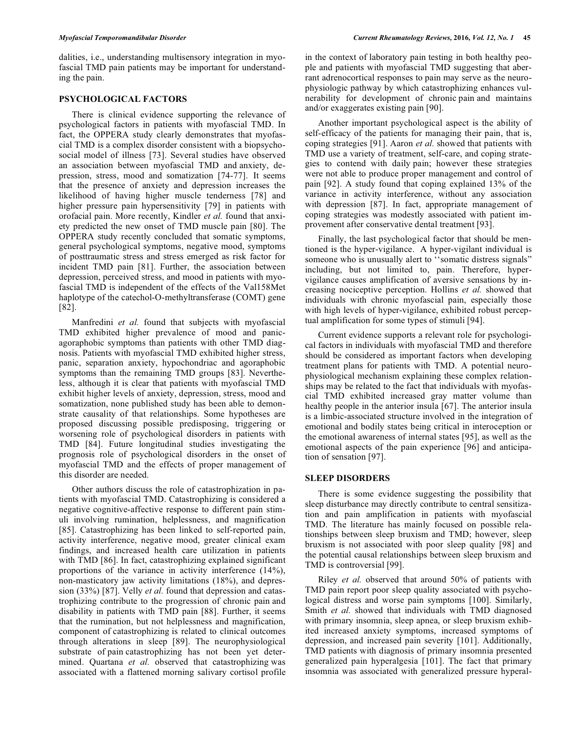dalities, i.e., understanding multisensory integration in myofascial TMD pain patients may be important for understanding the pain.

## PSYCHOLOGICAL FACTORS

There is clinical evidence supporting the relevance of psychological factors in patients with myofascial TMD. In fact, the OPPERA study clearly demonstrates that myofascial TMD is a complex disorder consistent with a biopsychosocial model of illness [73]. Several studies have observed an association between myofascial TMD and anxiety, depression, stress, mood and somatization [74-77]. It seems that the presence of anxiety and depression increases the likelihood of having higher muscle tenderness [78] and higher pressure pain hypersensitivity [79] in patients with orofacial pain. More recently, Kindler *et al.* found that anxiety predicted the new onset of TMD muscle pain [80]. The OPPERA study recently concluded that somatic symptoms, general psychological symptoms, negative mood, symptoms of posttraumatic stress and stress emerged as risk factor for incident TMD pain [81]. Further, the association between depression, perceived stress, and mood in patients with myofascial TMD is independent of the effects of the Val158Met haplotype of the catechol-O-methyltransferase (COMT) gene [82].

Manfredini *et al.* found that subjects with myofascial TMD exhibited higher prevalence of mood and panic-agoraphobic symptoms than patients with other TMD diagnosis. Patients with myofascial TMD exhibited higher stress, panic, separation anxiety, hypochondriac and agoraphobic symptoms than the remaining TMD groups [83]. Nevertheless, although it is clear that patients with myofascial TMD exhibit higher levels of anxiety, depression, stress, mood and somatization, none published study has been able to demonstrate causality of that relationships. Some hypotheses are proposed discussing possible predisposing, triggering or worsening role of psychological disorders in patients with TMD [84]. Future longitudinal studies investigating the prognosis role of psychological disorders in the onset of myofascial TMD and the effects of proper management of this disorder are needed.

Other authors discuss the role of catastrophization in patients with myofascial TMD. Catastrophizing is considered a negative cognitive-affective response to different pain stimuli involving rumination, helplessness, and magnification [85]. Catastrophizing has been linked to self-reported pain, activity interference, negative mood, greater clinical exam findings, and increased health care utilization in patients with TMD [86]. In fact, catastrophizing explained significant proportions of the variance in activity interference (14%), non-masticatory jaw activity limitations (18%), and depression (33%) [87]. Velly *et al.* found that depression and catastrophizing contribute to the progression of chronic pain and disability in patients with TMD pain [88]. Further, it seems that the rumination, but not helplessness and magnification, component of catastrophizing is related to clinical outcomes through alterations in sleep [89]. The neurophysiological substrate of pain catastrophizing has not been yet determined. Quartana *et al.* observed that catastrophizing was associated with a flattened morning salivary cortisol profile in the context of laboratory pain testing in both healthy people and patients with myofascial TMD suggesting that aberrant adrenocortical responses to pain may serve as the neurophysiologic pathway by which catastrophizing enhances vulnerability for development of chronic pain and maintains and/or exaggerates existing pain [90].

Another important psychological aspect is the ability of self-efficacy of the patients for managing their pain, that is, coping strategies [91]. Aaron *et al.* showed that patients with TMD use a variety of treatment, self-care, and coping strategies to contend with daily pain; however these strategies were not able to produce proper management and control of pain [92]. A study found that coping explained 13% of the variance in activity interference, without any association with depression [87]. In fact, appropriate management of coping strategies was modestly associated with patient improvement after conservative dental treatment [93].

Finally, the last psychological factor that should be mentioned is the hyper-vigilance. A hyper-vigilant individual is someone who is unusually alert to ''somatic distress signals" including, but not limited to, pain. Therefore, hyper-vigilance causes amplification of aversive sensations by increasing nociceptive perception. Hollins *et al.* showed that individuals with chronic myofascial pain, especially those with high levels of hyper-vigilance, exhibited robust perceptual amplification for some types of stimuli [94].

Current evidence supports a relevant role for psychological factors in individuals with myofascial TMD and therefore should be considered as important factors when developing treatment plans for patients with TMD. A potential neurophysiological mechanism explaining these complex relationships may be related to the fact that individuals with myofascial TMD exhibited increased gray matter volume than healthy people in the anterior insula [67]. The anterior insula is a limbic-associated structure involved in the integration of emotional and bodily states being critical in interoception or the emotional awareness of internal states [95], as well as the emotional aspects of the pain experience [96] and anticipation of sensation [97].

## SLEEP DISORDERS

There is some evidence suggesting the possibility that sleep disturbance may directly contribute to central sensitization and pain amplification in patients with myofascial TMD. The literature has mainly focused on possible relationships between sleep bruxism and TMD; however, sleep bruxism is not associated with poor sleep quality [98] and the potential causal relationships between sleep bruxism and TMD is controversial [99].

Riley *et al.* observed that around 50% of patients with TMD pain report poor sleep quality associated with psychological distress and worse pain symptoms [100]. Similarly, Smith *et al.* showed that individuals with TMD diagnosed with primary insomnia, sleep apnea, or sleep bruxism exhibited increased anxiety symptoms, increased symptoms of depression, and increased pain severity [101]. Additionally, TMD patients with diagnosis of primary insomnia presented generalized pain hyperalgesia [101]. The fact that primary insomnia was associated with generalized pressure hyperal-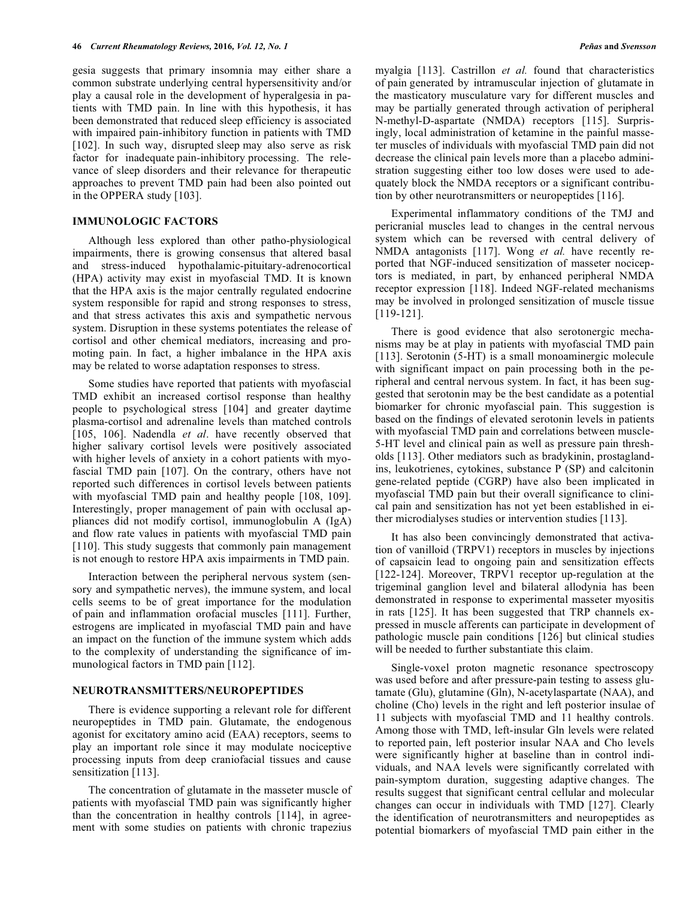gesia suggests that primary insomnia may either share a common substrate underlying central hypersensitivity and/or play a causal role in the development of hyperalgesia in patients with TMD pain. In line with this hypothesis, it has been demonstrated that reduced sleep efficiency is associated with impaired pain-inhibitory function in patients with TMD [102]. In such way, disrupted sleep may also serve as risk factor for inadequate pain-inhibitory processing. The relevance of sleep disorders and their relevance for therapeutic approaches to prevent TMD pain had been also pointed out in the OPPERA study [103].

## IMMUNOLOGIC FACTORS

Although less explored than other patho-physiological impairments, there is growing consensus that altered basal and stress-induced hypothalamic-pituitary-adrenocortical (HPA) activity may exist in myofascial TMD. It is known that the HPA axis is the major centrally regulated endocrine system responsible for rapid and strong responses to stress, and that stress activates this axis and sympathetic nervous system. Disruption in these systems potentiates the release of cortisol and other chemical mediators, increasing and promoting pain. In fact, a higher imbalance in the HPA axis may be related to worse adaptation responses to stress.

Some studies have reported that patients with myofascial TMD exhibit an increased cortisol response than healthy people to psychological stress [104] and greater daytime plasma-cortisol and adrenaline levels than matched controls [105, 106]. Nadendla *et al*. have recently observed that higher salivary cortisol levels were positively associated with higher levels of anxiety in a cohort patients with myofascial TMD pain [107]. On the contrary, others have not reported such differences in cortisol levels between patients with myofascial TMD pain and healthy people [108, 109]. Interestingly, proper management of pain with occlusal appliances did not modify cortisol, immunoglobulin A (IgA) and flow rate values in patients with myofascial TMD pain [110]. This study suggests that commonly pain management is not enough to restore HPA axis impairments in TMD pain.

Interaction between the peripheral nervous system (sensory and sympathetic nerves), the immune system, and local cells seems to be of great importance for the modulation of pain and inflammation orofacial muscles [111]. Further, estrogens are implicated in myofascial TMD pain and have an impact on the function of the immune system which adds to the complexity of understanding the significance of immunological factors in TMD pain [112].

## NEUROTRANSMITTERS/NEUROPEPTIDES

There is evidence supporting a relevant role for different neuropeptides in TMD pain. Glutamate, the endogenous agonist for excitatory amino acid (EAA) receptors, seems to play an important role since it may modulate nociceptive processing inputs from deep craniofacial tissues and cause sensitization [113].

The concentration of glutamate in the masseter muscle of patients with myofascial TMD pain was significantly higher than the concentration in healthy controls [114], in agreement with some studies on patients with chronic trapezius myalgia [113]. Castrillon *et al.* found that characteristics of pain generated by intramuscular injection of glutamate in the masticatory musculature vary for different muscles and may be partially generated through activation of peripheral N-methyl-D-aspartate (NMDA) receptors [115]. Surprisingly, local administration of ketamine in the painful masseter muscles of individuals with myofascial TMD pain did not decrease the clinical pain levels more than a placebo administration suggesting either too low doses were used to adequately block the NMDA receptors or a significant contribution by other neurotransmitters or neuropeptides [116].

Experimental inflammatory conditions of the TMJ and pericranial muscles lead to changes in the central nervous system which can be reversed with central delivery of NMDA antagonists [117]. Wong *et al.* have recently reported that NGF-induced sensitization of masseter nociceptors is mediated, in part, by enhanced peripheral NMDA receptor expression [118]. Indeed NGF-related mechanisms may be involved in prolonged sensitization of muscle tissue [119-121].

There is good evidence that also serotonergic mechanisms may be at play in patients with myofascial TMD pain [113]. Serotonin (5-HT) is a small monoaminergic molecule with significant impact on pain processing both in the peripheral and central nervous system. In fact, it has been suggested that serotonin may be the best candidate as a potential biomarker for chronic myofascial pain. This suggestion is based on the findings of elevated serotonin levels in patients with myofascial TMD pain and correlations between muscle-5-HT level and clinical pain as well as pressure pain thresholds [113]. Other mediators such as bradykinin, prostaglandins, leukotrienes, cytokines, substance P (SP) and calcitonin gene-related peptide (CGRP) have also been implicated in myofascial TMD pain but their overall significance to clinical pain and sensitization has not yet been established in either microdialyses studies or intervention studies [113].

It has also been convincingly demonstrated that activation of vanilloid (TRPV1) receptors in muscles by injections of capsaicin lead to ongoing pain and sensitization effects [122-124]. Moreover, TRPV1 receptor up-regulation at the trigeminal ganglion level and bilateral allodynia has been demonstrated in response to experimental masseter myositis in rats [125]. It has been suggested that TRP channels expressed in muscle afferents can participate in development of pathologic muscle pain conditions [126] but clinical studies will be needed to further substantiate this claim.

Single-voxel proton magnetic resonance spectroscopy was used before and after pressure-pain testing to assess glutamate (Glu), glutamine (Gln), N-acetylaspartate (NAA), and choline (Cho) levels in the right and left posterior insulae of 11 subjects with myofascial TMD and 11 healthy controls. Among those with TMD, left-insular Gln levels were related to reported pain, left posterior insular NAA and Cho levels were significantly higher at baseline than in control individuals, and NAA levels were significantly correlated with pain-symptom duration, suggesting adaptive changes. The results suggest that significant central cellular and molecular changes can occur in individuals with TMD [127]. Clearly the identification of neurotransmitters and neuropeptides as potential biomarkers of myofascial TMD pain either in the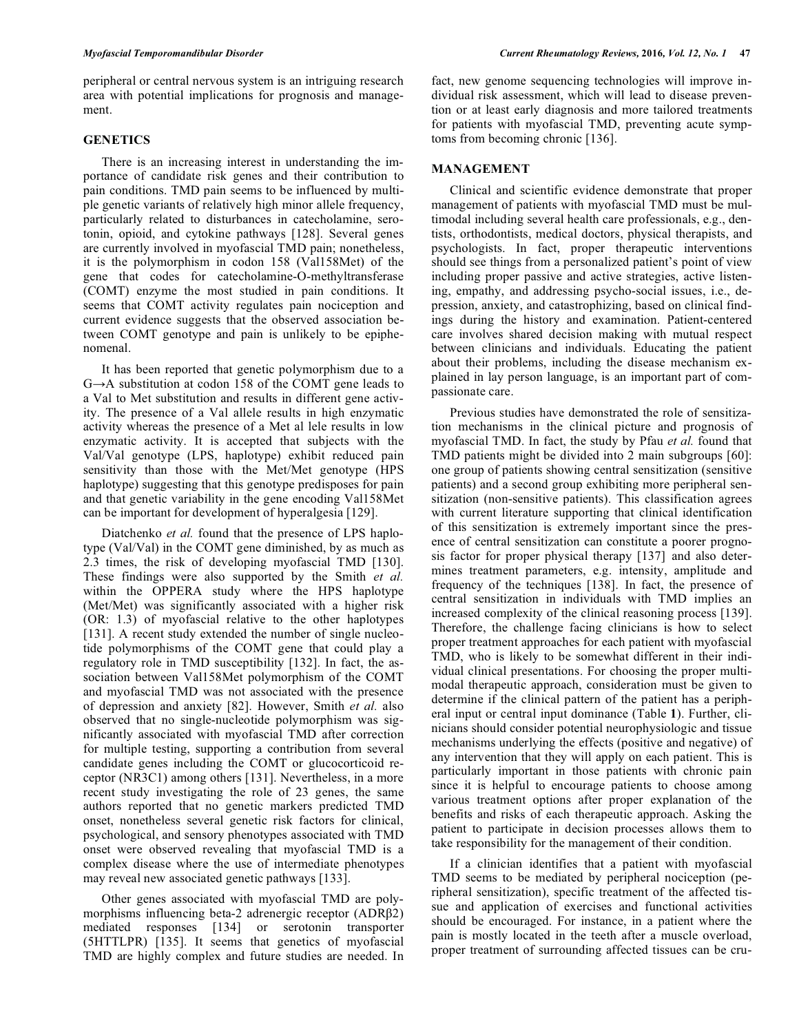peripheral or central nervous system is an intriguing research area with potential implications for prognosis and management.

## GENETICS

There is an increasing interest in understanding the importance of candidate risk genes and their contribution to pain conditions. TMD pain seems to be influenced by multiple genetic variants of relatively high minor allele frequency, particularly related to disturbances in catecholamine, serotonin, opioid, and cytokine pathways [128]. Several genes are currently involved in myofascial TMD pain; nonetheless, it is the polymorphism in codon 158 (Val158Met) of the gene that codes for catecholamine-O-methyltransferase (COMT) enzyme the most studied in pain conditions. It seems that COMT activity regulates pain nociception and current evidence suggests that the observed association between COMT genotype and pain is unlikely to be epiphenomenal.

It has been reported that genetic polymorphism due to a G→A substitution at codon 158 of the COMT gene leads to a Val to Met substitution and results in different gene activity. The presence of a Val allele results in high enzymatic activity whereas the presence of a Met al lele results in low enzymatic activity. It is accepted that subjects with the Val/Val genotype (LPS, haplotype) exhibit reduced pain sensitivity than those with the Met/Met genotype (HPS haplotype) suggesting that this genotype predisposes for pain and that genetic variability in the gene encoding Val158Met can be important for development of hyperalgesia [129].

Diatchenko *et al.* found that the presence of LPS haplotype (Val/Val) in the COMT gene diminished, by as much as 2.3 times, the risk of developing myofascial TMD [130]. These findings were also supported by the Smith *et al.* within the OPPERA study where the HPS haplotype (Met/Met) was significantly associated with a higher risk (OR: 1.3) of myofascial relative to the other haplotypes [131]. A recent study extended the number of single nucleotide polymorphisms of the COMT gene that could play a regulatory role in TMD susceptibility [132]. In fact, the association between Val158Met polymorphism of the COMT and myofascial TMD was not associated with the presence of depression and anxiety [82]. However, Smith *et al.* also observed that no single-nucleotide polymorphism was significantly associated with myofascial TMD after correction for multiple testing, supporting a contribution from several candidate genes including the COMT or glucocorticoid receptor (NR3C1) among others [131]. Nevertheless, in a more recent study investigating the role of 23 genes, the same authors reported that no genetic markers predicted TMD onset, nonetheless several genetic risk factors for clinical, psychological, and sensory phenotypes associated with TMD onset were observed revealing that myofascial TMD is a complex disease where the use of intermediate phenotypes may reveal new associated genetic pathways [133].

Other genes associated with myofascial TMD are polymorphisms influencing beta-2 adrenergic receptor (ADRβ2) mediated responses [134] or serotonin transporter (5HTTLPR) [135]. It seems that genetics of myofascial TMD are highly complex and future studies are needed. In fact, new genome sequencing technologies will improve individual risk assessment, which will lead to disease prevention or at least early diagnosis and more tailored treatments for patients with myofascial TMD, preventing acute symptoms from becoming chronic [136].

## MANAGEMENT

Clinical and scientific evidence demonstrate that proper management of patients with myofascial TMD must be multimodal including several health care professionals, e.g., dentists, orthodontists, medical doctors, physical therapists, and psychologists. In fact, proper therapeutic interventions should see things from a personalized patient's point of view including proper passive and active strategies, active listening, empathy, and addressing psycho-social issues, i.e., depression, anxiety, and catastrophizing, based on clinical findings during the history and examination. Patient-centered care involves shared decision making with mutual respect between clinicians and individuals. Educating the patient about their problems, including the disease mechanism explained in lay person language, is an important part of compassionate care.

Previous studies have demonstrated the role of sensitization mechanisms in the clinical picture and prognosis of myofascial TMD. In fact, the study by Pfau *et al.* found that TMD patients might be divided into 2 main subgroups [60]: one group of patients showing central sensitization (sensitive patients) and a second group exhibiting more peripheral sensitization (non-sensitive patients). This classification agrees with current literature supporting that clinical identification of this sensitization is extremely important since the presence of central sensitization can constitute a poorer prognosis factor for proper physical therapy [137] and also determines treatment parameters, e.g. intensity, amplitude and frequency of the techniques [138]. In fact, the presence of central sensitization in individuals with TMD implies an increased complexity of the clinical reasoning process [139]. Therefore, the challenge facing clinicians is how to select proper treatment approaches for each patient with myofascial TMD, who is likely to be somewhat different in their individual clinical presentations. For choosing the proper multimodal therapeutic approach, consideration must be given to determine if the clinical pattern of the patient has a peripheral input or central input dominance (Table **1**). Further, clinicians should consider potential neurophysiologic and tissue mechanisms underlying the effects (positive and negative) of any intervention that they will apply on each patient. This is particularly important in those patients with chronic pain since it is helpful to encourage patients to choose among various treatment options after proper explanation of the benefits and risks of each therapeutic approach. Asking the patient to participate in decision processes allows them to take responsibility for the management of their condition.

If a clinician identifies that a patient with myofascial TMD seems to be mediated by peripheral nociception (peripheral sensitization), specific treatment of the affected tissue and application of exercises and functional activities should be encouraged. For instance, in a patient where the pain is mostly located in the teeth after a muscle overload, proper treatment of surrounding affected tissues can be cru-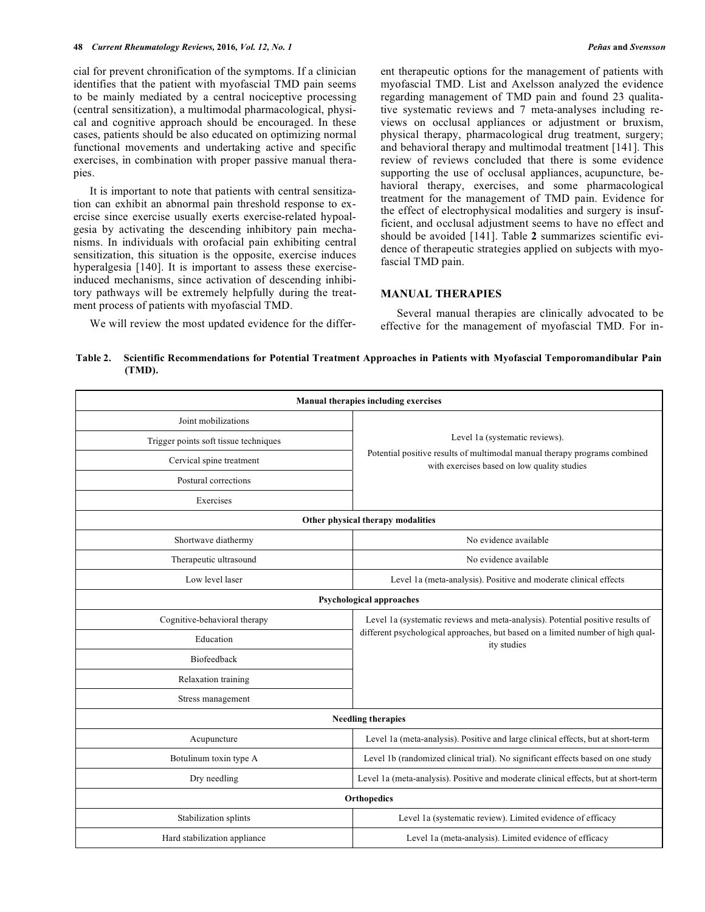cial for prevent chronification of the symptoms. If a clinician identifies that the patient with myofascial TMD pain seems to be mainly mediated by a central nociceptive processing (central sensitization), a multimodal pharmacological, physical and cognitive approach should be encouraged. In these cases, patients should be also educated on optimizing normal functional movements and undertaking active and specific exercises, in combination with proper passive manual therapies.

It is important to note that patients with central sensitization can exhibit an abnormal pain threshold response to exercise since exercise usually exerts exercise-related hypoalgesia by activating the descending inhibitory pain mechanisms. In individuals with orofacial pain exhibiting central sensitization, this situation is the opposite, exercise induces hyperalgesia [140]. It is important to assess these exercise-induced mechanisms, since activation of descending inhibitory pathways will be extremely helpfully during the treatment process of patients with myofascial TMD.

We will review the most updated evidence for the different therapeutic options for the management of patients with myofascial TMD. List and Axelsson analyzed the evidence regarding management of TMD pain and found 23 qualitative systematic reviews and 7 meta-analyses including reviews on occlusal appliances or adjustment or bruxism, physical therapy, pharmacological drug treatment, surgery; and behavioral therapy and multimodal treatment [141]. This review of reviews concluded that there is some evidence supporting the use of occlusal appliances, acupuncture, behavioral therapy, exercises, and some pharmacological treatment for the management of TMD pain. Evidence for the effect of electrophysical modalities and surgery is insufficient, and occlusal adjustment seems to have no effect and should be avoided [141]. Table **2** summarizes scientific evidence of therapeutic strategies applied on subjects with myofascial TMD pain.

## MANUAL THERAPIES

Several manual therapies are clinically advocated to be effective for the management of myofascial TMD. For in-

**Table 2. Scientific Recommendations for Potential Treatment Approaches in Patients with Myofascial Temporomandibular Pain (TMD).**

| Manual therapies including exercises | |
|---|---|
| Joint mobilizations | Level 1a (systematic reviews). Potential positive results of multimodal manual therapy programs combined with exercises based on low quality studies |
| Trigger points soft tissue techniques | |
| Cervical spine treatment | |
| Postural corrections | |
| Exercises | |
| **Other physical therapy modalities** | |
| Shortwave diathermy | No evidence available |
| Therapeutic ultrasound | No evidence available |
| Low level laser | Level 1a (meta-analysis). Positive and moderate clinical effects |
| **Psychological approaches** | |
| Cognitive-behavioral therapy | Level 1a (systematic reviews and meta-analysis). Potential positive results of different psychological approaches, but based on a limited number of high quality studies |
| Education | |
| Biofeedback | |
| Relaxation training | |
| Stress management | |
| **Needling therapies** | |
| Acupuncture | Level 1a (meta-analysis). Positive and large clinical effects, but at short-term |
| Botulinum toxin type A | Level 1b (randomized clinical trial). No significant effects based on one study |
| Dry needling | Level 1a (meta-analysis). Positive and moderate clinical effects, but at short-term |
| **Orthopedics** | |
| Stabilization splints | Level 1a (systematic review). Limited evidence of efficacy |
| Hard stabilization appliance | Level 1a (meta-analysis). Limited evidence of efficacy |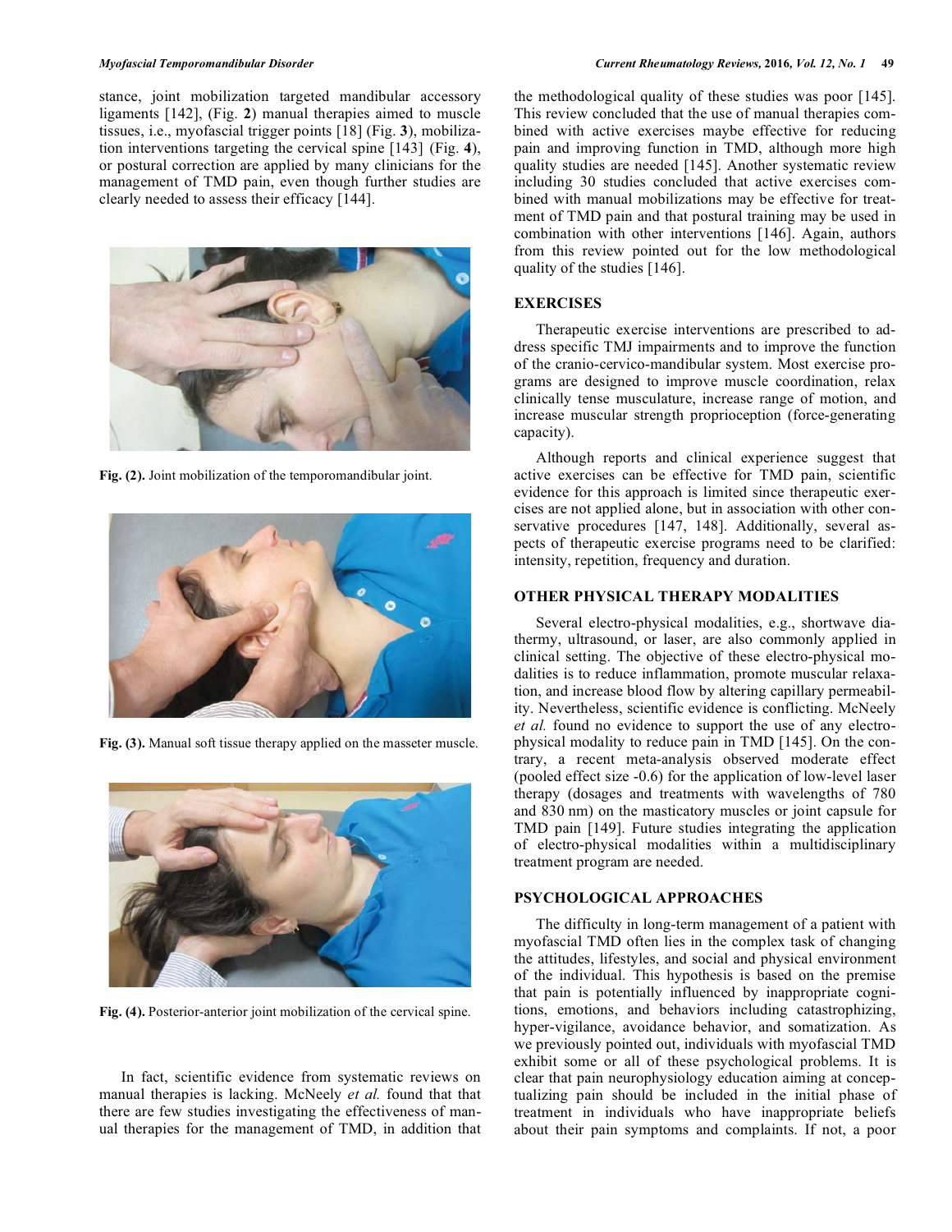stance, joint mobilization targeted mandibular accessory ligaments [142], (Fig. **2**) manual therapies aimed to muscle tissues, i.e., myofascial trigger points [18] (Fig. **3**), mobilization interventions targeting the cervical spine [143] (Fig. **4**), or postural correction are applied by many clinicians for the management of TMD pain, even though further studies are clearly needed to assess their efficacy [144].

**Fig. (2).** Joint mobilization of the temporomandibular joint.

**Fig. (3).** Manual soft tissue therapy applied on the masseter muscle.

**Fig. (4).** Posterior-anterior joint mobilization of the cervical spine.

In fact, scientific evidence from systematic reviews on manual therapies is lacking. McNeely *et al.* found that that there are few studies investigating the effectiveness of manual therapies for the management of TMD, in addition that the methodological quality of these studies was poor [145]. This review concluded that the use of manual therapies combined with active exercises maybe effective for reducing pain and improving function in TMD, although more high quality studies are needed [145]. Another systematic review including 30 studies concluded that active exercises combined with manual mobilizations may be effective for treatment of TMD pain and that postural training may be used in combination with other interventions [146]. Again, authors from this review pointed out for the low methodological quality of the studies [146].

## EXERCISES

Therapeutic exercise interventions are prescribed to address specific TMJ impairments and to improve the function of the cranio-cervico-mandibular system. Most exercise programs are designed to improve muscle coordination, relax clinically tense musculature, increase range of motion, and increase muscular strength proprioception (force-generating capacity).

Although reports and clinical experience suggest that active exercises can be effective for TMD pain, scientific evidence for this approach is limited since therapeutic exercises are not applied alone, but in association with other conservative procedures [147, 148]. Additionally, several aspects of therapeutic exercise programs need to be clarified: intensity, repetition, frequency and duration.

## OTHER PHYSICAL THERAPY MODALITIES

Several electro-physical modalities, e.g., shortwave diathermy, ultrasound, or laser, are also commonly applied in clinical setting. The objective of these electro-physical modalities is to reduce inflammation, promote muscular relaxation, and increase blood flow by altering capillary permeability. Nevertheless, scientific evidence is conflicting. McNeely *et al.* found no evidence to support the use of any electro-physical modality to reduce pain in TMD [145]. On the contrary, a recent meta-analysis observed moderate effect (pooled effect size -0.6) for the application of low-level laser therapy (dosages and treatments with wavelengths of 780 and 830 nm) on the masticatory muscles or joint capsule for TMD pain [149]. Future studies integrating the application of electro-physical modalities within a multidisciplinary treatment program are needed.

## PSYCHOLOGICAL APPROACHES

The difficulty in long-term management of a patient with myofascial TMD often lies in the complex task of changing the attitudes, lifestyles, and social and physical environment of the individual. This hypothesis is based on the premise that pain is potentially influenced by inappropriate cognitions, emotions, and behaviors including catastrophizing, hyper-vigilance, avoidance behavior, and somatization. As we previously pointed out, individuals with myofascial TMD exhibit some or all of these psychological problems. It is clear that pain neurophysiology education aiming at conceptualizing pain should be included in the initial phase of treatment in individuals who have inappropriate beliefs about their pain symptoms and complaints. If not, a poor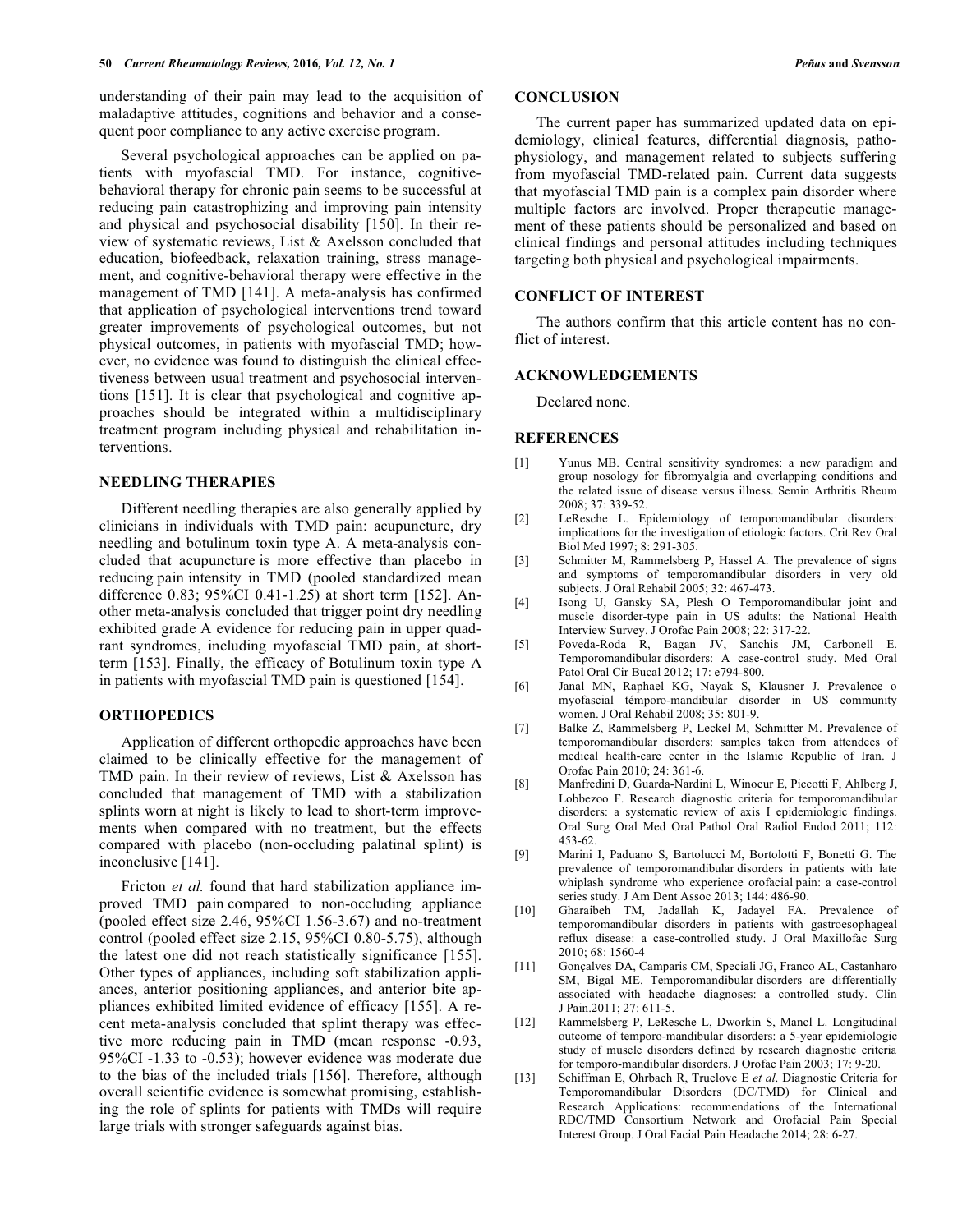understanding of their pain may lead to the acquisition of maladaptive attitudes, cognitions and behavior and a consequent poor compliance to any active exercise program.

Several psychological approaches can be applied on patients with myofascial TMD. For instance, cognitive-behavioral therapy for chronic pain seems to be successful at reducing pain catastrophizing and improving pain intensity and physical and psychosocial disability [150]. In their review of systematic reviews, List & Axelsson concluded that education, biofeedback, relaxation training, stress management, and cognitive-behavioral therapy were effective in the management of TMD [141]. A meta-analysis has confirmed that application of psychological interventions trend toward greater improvements of psychological outcomes, but not physical outcomes, in patients with myofascial TMD; however, no evidence was found to distinguish the clinical effectiveness between usual treatment and psychosocial interventions [151]. It is clear that psychological and cognitive approaches should be integrated within a multidisciplinary treatment program including physical and rehabilitation interventions.

## NEEDLING THERAPIES

Different needling therapies are also generally applied by clinicians in individuals with TMD pain: acupuncture, dry needling and botulinum toxin type A. A meta-analysis concluded that acupuncture is more effective than placebo in reducing pain intensity in TMD (pooled standardized mean difference 0.83; 95%CI 0.41-1.25) at short term [152]. Another meta-analysis concluded that trigger point dry needling exhibited grade A evidence for reducing pain in upper quadrant syndromes, including myofascial TMD pain, at short-term [153]. Finally, the efficacy of Botulinum toxin type A in patients with myofascial TMD pain is questioned [154].

## ORTHOPEDICS

Application of different orthopedic approaches have been claimed to be clinically effective for the management of TMD pain. In their review of reviews, List & Axelsson has concluded that management of TMD with a stabilization splints worn at night is likely to lead to short-term improvements when compared with no treatment, but the effects compared with placebo (non-occluding palatinal splint) is inconclusive [141].

Fricton *et al.* found that hard stabilization appliance improved TMD pain compared to non-occluding appliance (pooled effect size 2.46, 95%CI 1.56-3.67) and no-treatment control (pooled effect size 2.15, 95%CI 0.80-5.75), although the latest one did not reach statistically significance [155]. Other types of appliances, including soft stabilization appliances, anterior positioning appliances, and anterior bite appliances exhibited limited evidence of efficacy [155]. A recent meta-analysis concluded that splint therapy was effective more reducing pain in TMD (mean response -0.93, 95%CI -1.33 to -0.53); however evidence was moderate due to the bias of the included trials [156]. Therefore, although overall scientific evidence is somewhat promising, establishing the role of splints for patients with TMDs will require large trials with stronger safeguards against bias.

## CONCLUSION

The current paper has summarized updated data on epidemiology, clinical features, differential diagnosis, pathophysiology, and management related to subjects suffering from myofascial TMD-related pain. Current data suggests that myofascial TMD pain is a complex pain disorder where multiple factors are involved. Proper therapeutic management of these patients should be personalized and based on clinical findings and personal attitudes including techniques targeting both physical and psychological impairments.

## CONFLICT OF INTEREST

The authors confirm that this article content has no conflict of interest.

## ACKNOWLEDGEMENTS

Declared none.

## REFERENCES

[1] Yunus MB. Central sensitivity syndromes: a new paradigm and group nosology for fibromyalgia and overlapping conditions and the related issue of disease versus illness. Semin Arthritis Rheum 2008; 37: 339-52.

[2] LeResche L. Epidemiology of temporomandibular disorders: implications for the investigation of etiologic factors. Crit Rev Oral Biol Med 1997; 8: 291-305.

[3] Schmitter M, Rammelsberg P, Hassel A. The prevalence of signs and symptoms of temporomandibular disorders in very old subjects. J Oral Rehabil 2005; 32: 467-473.

[4] Isong U, Gansky SA, Plesh O Temporomandibular joint and muscle disorder-type pain in US adults: the National Health Interview Survey. J Orofac Pain 2008; 22: 317-22.

[5] Poveda-Roda R, Bagan JV, Sanchis JM, Carbonell E. Temporomandibular disorders: A case-control study. Med Oral Patol Oral Cir Bucal 2012; 17: e794-800.

[6] Janal MN, Raphael KG, Nayak S, Klausner J. Prevalence o myofascial témporo-mandibular disorder in US community women. J Oral Rehabil 2008; 35: 801-9.

[7] Balke Z, Rammelsberg P, Leckel M, Schmitter M. Prevalence of temporomandibular disorders: samples taken from attendees of medical health-care center in the Islamic Republic of Iran. J Orofac Pain 2010; 24: 361-6.

[8] Manfredini D, Guarda-Nardini L, Winocur E, Piccotti F, Ahlberg J, Lobbezoo F. Research diagnostic criteria for temporomandibular disorders: a systematic review of axis I epidemiologic findings. Oral Surg Oral Med Oral Pathol Oral Radiol Endod 2011; 112: 453-62.

[9] Marini I, Paduano S, Bartolucci M, Bortolotti F, Bonetti G. The prevalence of temporomandibular disorders in patients with late whiplash syndrome who experience orofacial pain: a case-control series study. J Am Dent Assoc 2013; 144: 486-90.

[10] Gharaibeh TM, Jadallah K, Jadayel FA. Prevalence of temporomandibular disorders in patients with gastroesophageal reflux disease: a case-controlled study. J Oral Maxillofac Surg 2010; 68: 1560-4

[11] Gonçalves DA, Camparis CM, Speciali JG, Franco AL, Castanharo SM, Bigal ME. Temporomandibular disorders are differentially associated with headache diagnoses: a controlled study. Clin J Pain.2011; 27: 611-5.

[12] Rammelsberg P, LeResche L, Dworkin S, Mancl L. Longitudinal outcome of temporo-mandibular disorders: a 5-year epidemiologic study of muscle disorders defined by research diagnostic criteria for temporo-mandibular disorders. J Orofac Pain 2003; 17: 9-20.

[13] Schiffman E, Ohrbach R, Truelove E *et al*. Diagnostic Criteria for Temporomandibular Disorders (DC/TMD) for Clinical and Research Applications: recommendations of the International RDC/TMD Consortium Network and Orofacial Pain Special Interest Group. J Oral Facial Pain Headache 2014; 28: 6-27.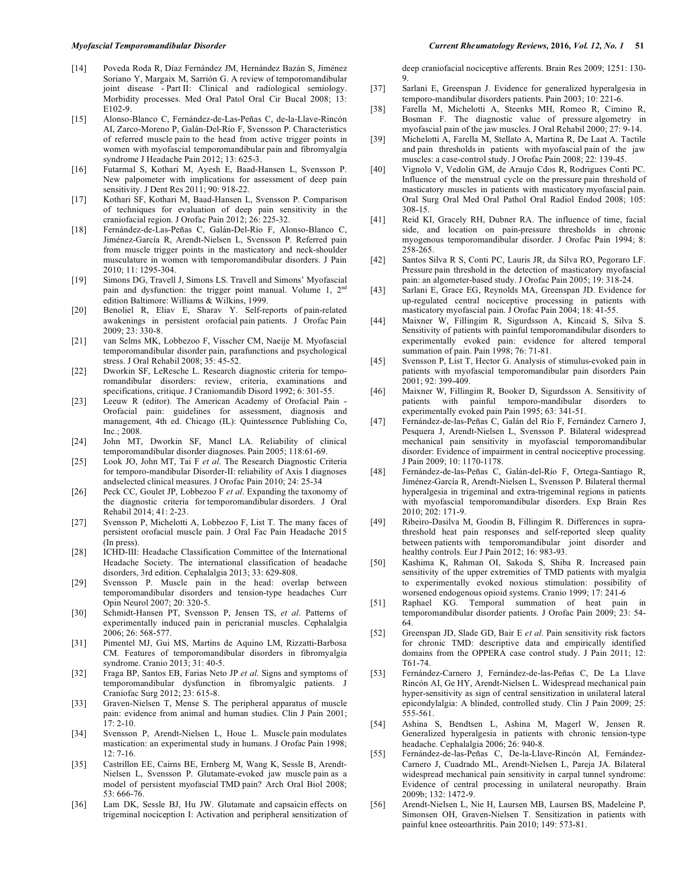[14] Poveda Roda R, Díaz Fernández JM, Hernández Bazán S, Jiménez Soriano Y, Margaix M, Sarrión G. A review of temporomandibular joint disease - Part II: Clinical and radiological semiology. Morbidity processes. Med Oral Patol Oral Cir Bucal 2008; 13: E102-9.

[15] Alonso-Blanco C, Fernández-de-Las-Peñas C, de-la-Llave-Rincón AI, Zarco-Moreno P, Galán-Del-Río F, Svensson P. Characteristics of referred muscle pain to the head from active trigger points in women with myofascial temporomandibular pain and fibromyalgia syndrome J Headache Pain 2012; 13: 625-3.

[16] Futarmal S, Kothari M, Ayesh E, Baad-Hansen L, Svensson P. New palpometer with implications for assessment of deep pain sensitivity. J Dent Res 2011; 90: 918-22.

[17] Kothari SF, Kothari M, Baad-Hansen L, Svensson P. Comparison of techniques for evaluation of deep pain sensitivity in the craniofacial region. J Orofac Pain 2012; 26: 225-32.

[18] Fernández-de-Las-Peñas C, Galán-Del-Río F, Alonso-Blanco C, Jiménez-García R, Arendt-Nielsen L, Svensson P. Referred pain from muscle trigger points in the masticatory and neck-shoulder musculature in women with temporomandibular disorders. J Pain 2010; 11: 1295-304.

[19] Simons DG, Travell J, Simons LS. Travell and Simons' Myofascial pain and dysfunction: the trigger point manual. Volume 1, 2nd edition Baltimore: Williams & Wilkins, 1999.

[20] Benoliel R, Eliav E, Sharav Y. Self-reports of pain-related awakenings in persistent orofacial pain patients. J Orofac Pain 2009; 23: 330-8.

[21] van Selms MK, Lobbezoo F, Visscher CM, Naeije M. Myofascial temporomandibular disorder pain, parafunctions and psychological stress. J Oral Rehabil 2008; 35: 45-52.

[22] Dworkin SF, LeResche L. Research diagnostic criteria for temporomandibular disorders: review, criteria, examinations and specifications, critique. J Craniomandib Disord 1992; 6: 301-55.

[23] Leeuw R (editor). The American Academy of Orofacial Pain - Orofacial pain: guidelines for assessment, diagnosis and management, 4th ed. Chicago (IL): Quintessence Publishing Co, Inc.; 2008.

[24] John MT, Dworkin SF, Mancl LA. Reliability of clinical temporomandibular disorder diagnoses. Pain 2005; 118:61-69.

[25] Look JO, John MT, Tai F *et al*. The Research Diagnostic Criteria for temporo-mandibular Disorder-II: reliability of Axis I diagnoses andselected clinical measures. J Orofac Pain 2010; 24: 25-34

[26] Peck CC, Goulet JP, Lobbezoo F *et al*. Expanding the taxonomy of the diagnostic criteria for temporomandibular disorders. J Oral Rehabil 2014; 41: 2-23.

[27] Svensson P, Michelotti A, Lobbezoo F, List T. The many faces of persistent orofacial muscle pain. J Oral Fac Pain Headache 2015 (In press).

[28] ICHD-III: Headache Classification Committee of the International Headache Society. The international classification of headache disorders, 3rd edition. Cephalalgia 2013; 33: 629-808.

[29] Svensson P. Muscle pain in the head: overlap between temporomandibular disorders and tension-type headaches Curr Opin Neurol 2007; 20: 320-5.

[30] Schmidt-Hansen PT, Svensson P, Jensen TS, *et al*. Patterns of experimentally induced pain in pericranial muscles. Cephalalgia 2006; 26: 568-577.

[31] Pimentel MJ, Gui MS, Martins de Aquino LM, Rizzatti-Barbosa CM. Features of temporomandibular disorders in fibromyalgia syndrome. Cranio 2013; 31: 40-5.

[32] Fraga BP, Santos EB, Farias Neto JP *et al*. Signs and symptoms of temporomandibular dysfunction in fibromyalgic patients. J Craniofac Surg 2012; 23: 615-8.

[33] Graven-Nielsen T, Mense S. The peripheral apparatus of muscle pain: evidence from animal and human studies. Clin J Pain 2001; 17: 2-10.

[34] Svensson P, Arendt-Nielsen L, Houe L. Muscle pain modulates mastication: an experimental study in humans. J Orofac Pain 1998; 12: 7-16.

[35] Castrillon EE, Cairns BE, Ernberg M, Wang K, Sessle B, Arendt-Nielsen L, Svensson P. Glutamate-evoked jaw muscle pain as a model of persistent myofascial TMD pain? Arch Oral Biol 2008; 53: 666-76.

[36] Lam DK, Sessle BJ, Hu JW. Glutamate and capsaicin effects on trigeminal nociception I: Activation and peripheral sensitization of deep craniofacial nociceptive afferents. Brain Res 2009; 1251: 130-9.

[37] Sarlani E, Greenspan J. Evidence for generalized hyperalgesia in temporo-mandibular disorders patients. Pain 2003; 10: 221-6.

[38] Farella M, Michelotti A, Steenks MH, Romeo R, Cimino R, Bosman F. The diagnostic value of pressure algometry in myofascial pain of the jaw muscles. J Oral Rehabil 2000; 27: 9-14.

[39] Michelotti A, Farella M, Stellato A, Martina R, De Laat A. Tactile and pain thresholds in patients with myofascial pain of the jaw muscles: a case-control study. J Orofac Pain 2008; 22: 139-45.

[40] Vignolo V, Vedolin GM, de Araujo Cdos R, Rodrigues Conti PC. Influence of the menstrual cycle on the pressure pain threshold of masticatory muscles in patients with masticatory myofascial pain. Oral Surg Oral Med Oral Pathol Oral Radiol Endod 2008; 105: 308-15.

[41] Reid KI, Gracely RH, Dubner RA. The influence of time, facial side, and location on pain-pressure thresholds in chronic myogenous temporomandibular disorder. J Orofac Pain 1994; 8: 258-265.

[42] Santos Silva R S, Conti PC, Lauris JR, da Silva RO, Pegoraro LF. Pressure pain threshold in the detection of masticatory myofascial pain: an algometer-based study. J Orofac Pain 2005; 19: 318-24.

[43] Sarlani E, Grace EG, Reynolds MA, Greenspan JD. Evidence for up-regulated central nociceptive processing in patients with masticatory myofascial pain. J Orofac Pain 2004; 18: 41-55.

[44] Maixner W, Fillingim R, Sigurdsson A, Kincaid S, Silva S. Sensitivity of patients with painful temporomandibular disorders to experimentally evoked pain: evidence for altered temporal summation of pain. Pain 1998; 76: 71-81.

[45] Svensson P, List T, Hector G. Analysis of stimulus-evoked pain in patients with myofascial temporomandibular pain disorders Pain 2001; 92: 399-409.

[46] Maixner W, Fillingim R, Booker D, Sigurdsson A. Sensitivity of patients with painful temporo-mandibular disorders to experimentally evoked pain Pain 1995; 63: 341-51.

[47] Fernández-de-las-Peñas C, Galán del Río F, Fernández Carnero J, Pesquera J, Arendt-Nielsen L, Svensson P. Bilateral widespread mechanical pain sensitivity in myofascial temporomandibular disorder: Evidence of impairment in central nociceptive processing. J Pain 2009; 10: 1170-1178.

[48] Fernández-de-las-Peñas C, Galán-del-Río F, Ortega-Santiago R, Jiménez-García R, Arendt-Nielsen L, Svensson P. Bilateral thermal hyperalgesia in trigeminal and extra-trigeminal regions in patients with myofascial temporomandibular disorders. Exp Brain Res 2010; 202: 171-9.

[49] Ribeiro-Dasilva M, Goodin B, Fillingim R. Differences in suprathreshold heat pain responses and self-reported sleep quality between patients with temporomandibular joint disorder and healthy controls. Eur J Pain 2012; 16: 983-93.

[50] Kashima K, Rahman OI, Sakoda S, Shiba R. Increased pain sensitivity of the upper extremities of TMD patients with myalgia to experimentally evoked noxious stimulation: possibility of worsened endogenous opioid systems. Cranio 1999; 17: 241-6

[51] Raphael KG. Temporal summation of heat pain in temporomandibular disorder patients. J Orofac Pain 2009; 23: 54-64.

[52] Greenspan JD, Slade GD, Bair E *et al*. Pain sensitivity risk factors for chronic TMD: descriptive data and empirically identified domains from the OPPERA case control study. J Pain 2011; 12: T61-74.

[53] Fernández-Carnero J, Fernández-de-las-Peñas C, De La Llave Rincón AI, Ge HY, Arendt-Nielsen L. Widespread mechanical pain hyper-sensitivity as sign of central sensitization in unilateral lateral epicondylalgia: A blinded, controlled study. Clin J Pain 2009; 25: 555-561.

[54] Ashina S, Bendtsen L, Ashina M, Magerl W, Jensen R. Generalized hyperalgesia in patients with chronic tension-type headache. Cephalalgia 2006; 26: 940-8.

[55] Fernández-de-las-Peñas C, De-la-Llave-Rincón AI, Fernández-Carnero J, Cuadrado ML, Arendt-Nielsen L, Pareja JA. Bilateral widespread mechanical pain sensitivity in carpal tunnel syndrome: Evidence of central processing in unilateral neuropathy. Brain 2009b; 132: 1472-9.

[56] Arendt-Nielsen L, Nie H, Laursen MB, Laursen BS, Madeleine P, Simonsen OH, Graven-Nielsen T. Sensitization in patients with painful knee osteoarthritis. Pain 2010; 149: 573-81.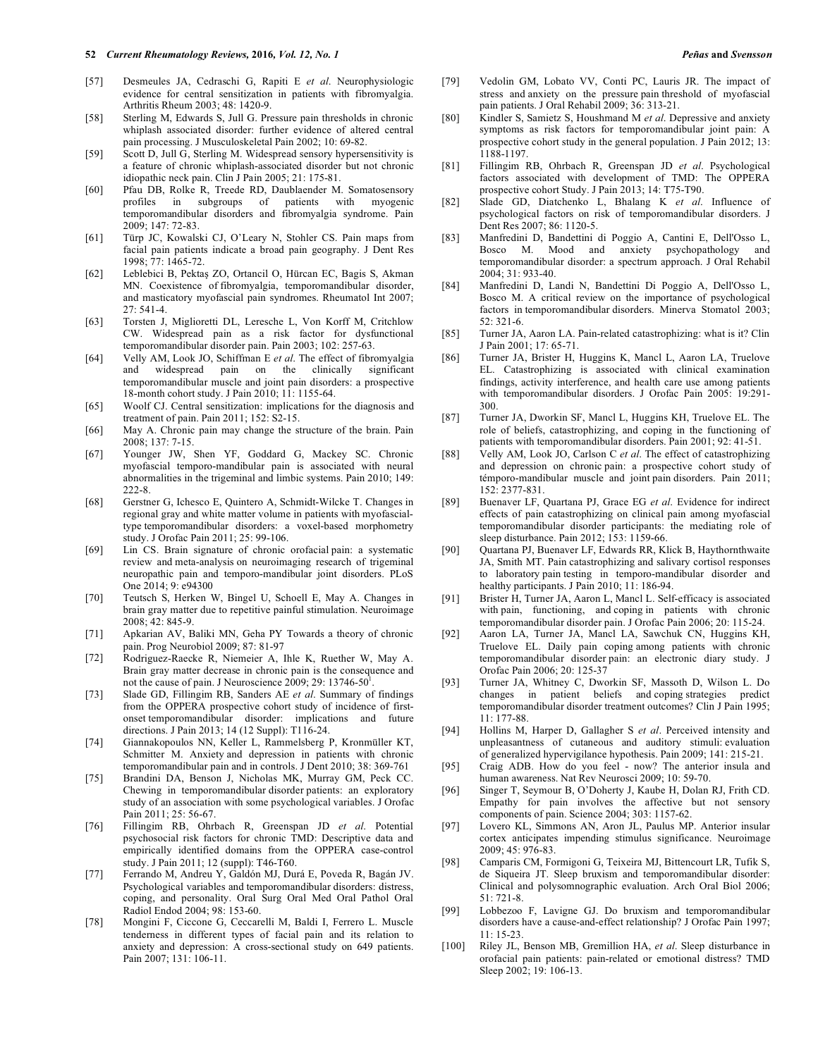[57] Desmeules JA, Cedraschi G, Rapiti E *et al*. Neurophysiologic evidence for central sensitization in patients with fibromyalgia. Arthritis Rheum 2003; 48: 1420-9.

[58] Sterling M, Edwards S, Jull G. Pressure pain thresholds in chronic whiplash associated disorder: further evidence of altered central pain processing. J Musculoskeletal Pain 2002; 10: 69-82.

[59] Scott D, Jull G, Sterling M. Widespread sensory hypersensitivity is a feature of chronic whiplash-associated disorder but not chronic idiopathic neck pain. Clin J Pain 2005; 21: 175-81.

[60] Pfau DB, Rolke R, Treede RD, Daublaender M. Somatosensory profiles in subgroups of patients with myogenic temporomandibular disorders and fibromyalgia syndrome. Pain 2009; 147: 72-83.

[61] Türp JC, Kowalski CJ, O'Leary N, Stohler CS. Pain maps from facial pain patients indicate a broad pain geography. J Dent Res 1998; 77: 1465-72.

[62] Leblebici B, Pektaş ZO, Ortancil O, Hürcan EC, Bagis S, Akman MN. Coexistence of fibromyalgia, temporomandibular disorder, and masticatory myofascial pain syndromes. Rheumatol Int 2007; 27: 541-4.

[63] Torsten J, Miglioretti DL, Leresche L, Von Korff M, Critchlow CW. Widespread pain as a risk factor for dysfunctional temporomandibular disorder pain. Pain 2003; 102: 257-63.

[64] Velly AM, Look JO, Schiffman E *et al*. The effect of fibromyalgia and widespread pain on the clinically significant temporomandibular muscle and joint pain disorders: a prospective 18-month cohort study. J Pain 2010; 11: 1155-64.

[65] Woolf CJ. Central sensitization: implications for the diagnosis and treatment of pain. Pain 2011; 152: S2-15.

[66] May A. Chronic pain may change the structure of the brain. Pain 2008; 137: 7-15.

[67] Younger JW, Shen YF, Goddard G, Mackey SC. Chronic myofascial temporo-mandibular pain is associated with neural abnormalities in the trigeminal and limbic systems. Pain 2010; 149: 222-8.

[68] Gerstner G, Ichesco E, Quintero A, Schmidt-Wilcke T. Changes in regional gray and white matter volume in patients with myofascial-type temporomandibular disorders: a voxel-based morphometry study. J Orofac Pain 2011; 25: 99-106.

[69] Lin CS. Brain signature of chronic orofacial pain: a systematic review and meta-analysis on neuroimaging research of trigeminal neuropathic pain and temporo-mandibular joint disorders. PLoS One 2014; 9: e94300

[70] Teutsch S, Herken W, Bingel U, Schoell E, May A. Changes in brain gray matter due to repetitive painful stimulation. Neuroimage 2008; 42: 845-9.

[71] Apkarian AV, Baliki MN, Geha PY Towards a theory of chronic pain. Prog Neurobiol 2009; 87: 81-97

[72] Rodriguez-Raecke R, Niemeier A, Ihle K, Ruether W, May A. Brain gray matter decrease in chronic pain is the consequence and not the cause of pain. J Neuroscience 2009; 29: 13746-50[1].

[73] Slade GD, Fillingim RB, Sanders AE *et al*. Summary of findings from the OPPERA prospective cohort study of incidence of first-onset temporomandibular disorder: implications and future directions. J Pain 2013; 14 (12 Suppl): T116-24.

[74] Giannakopoulos NN, Keller L, Rammelsberg P, Kronmüller KT, Schmitter M. Anxiety and depression in patients with chronic temporomandibular pain and in controls. J Dent 2010; 38: 369-761

[75] Brandini DA, Benson J, Nicholas MK, Murray GM, Peck CC. Chewing in temporomandibular disorder patients: an exploratory study of an association with some psychological variables. J Orofac Pain 2011; 25: 56-67.

[76] Fillingim RB, Ohrbach R, Greenspan JD *et al*. Potential psychosocial risk factors for chronic TMD: Descriptive data and empirically identified domains from the OPPERA case-control study. J Pain 2011; 12 (suppl): T46-T60.

[77] Ferrando M, Andreu Y, Galdón MJ, Durá E, Poveda R, Bagán JV. Psychological variables and temporomandibular disorders: distress, coping, and personality. Oral Surg Oral Med Oral Pathol Oral Radiol Endod 2004; 98: 153-60.

[78] Mongini F, Ciccone G, Ceccarelli M, Baldi I, Ferrero L. Muscle tenderness in different types of facial pain and its relation to anxiety and depression: A cross-sectional study on 649 patients. Pain 2007; 131: 106-11.

[79] Vedolin GM, Lobato VV, Conti PC, Lauris JR. The impact of stress and anxiety on the pressure pain threshold of myofascial pain patients. J Oral Rehabil 2009; 36: 313-21.

[80] Kindler S, Samietz S, Houshmand M *et al*. Depressive and anxiety symptoms as risk factors for temporomandibular joint pain: A prospective cohort study in the general population. J Pain 2012; 13: 1188-1197.

[81] Fillingim RB, Ohrbach R, Greenspan JD *et al*. Psychological factors associated with development of TMD: The OPPERA prospective cohort Study. J Pain 2013; 14: T75-T90.

[82] Slade GD, Diatchenko L, Bhalang K *et al*. Influence of psychological factors on risk of temporomandibular disorders. J Dent Res 2007; 86: 1120-5.

[83] Manfredini D, Bandettini di Poggio A, Cantini E, Dell'Osso L, Bosco M. Mood and anxiety psychopathology and temporomandibular disorder: a spectrum approach. J Oral Rehabil 2004; 31: 933-40.

[84] Manfredini D, Landi N, Bandettini Di Poggio A, Dell'Osso L, Bosco M. A critical review on the importance of psychological factors in temporomandibular disorders. Minerva Stomatol 2003; 52: 321-6.

[85] Turner JA, Aaron LA. Pain-related catastrophizing: what is it? Clin J Pain 2001; 17: 65-71.

[86] Turner JA, Brister H, Huggins K, Mancl L, Aaron LA, Truelove EL. Catastrophizing is associated with clinical examination findings, activity interference, and health care use among patients with temporomandibular disorders. J Orofac Pain 2005: 19:291-300.

[87] Turner JA, Dworkin SF, Mancl L, Huggins KH, Truelove EL. The role of beliefs, catastrophizing, and coping in the functioning of patients with temporomandibular disorders. Pain 2001; 92: 41-51.

[88] Velly AM, Look JO, Carlson C *et al*. The effect of catastrophizing and depression on chronic pain: a prospective cohort study of témporo-mandibular muscle and joint pain disorders. Pain 2011; 152: 2377-831.

[89] Buenaver LF, Quartana PJ, Grace EG *et al*. Evidence for indirect effects of pain catastrophizing on clinical pain among myofascial temporomandibular disorder participants: the mediating role of sleep disturbance. Pain 2012; 153: 1159-66.

[90] Quartana PJ, Buenaver LF, Edwards RR, Klick B, Haythornthwaite JA, Smith MT. Pain catastrophizing and salivary cortisol responses to laboratory pain testing in temporo-mandibular disorder and healthy participants. J Pain 2010; 11: 186-94.

[91] Brister H, Turner JA, Aaron L, Mancl L. Self-efficacy is associated with pain, functioning, and coping in patients with chronic temporomandibular disorder pain. J Orofac Pain 2006; 20: 115-24.

[92] Aaron LA, Turner JA, Mancl LA, Sawchuk CN, Huggins KH, Truelove EL. Daily pain coping among patients with chronic temporomandibular disorder pain: an electronic diary study. J Orofac Pain 2006; 20: 125-37

[93] Turner JA, Whitney C, Dworkin SF, Massoth D, Wilson L. Do changes in patient beliefs and coping strategies predict temporomandibular disorder treatment outcomes? Clin J Pain 1995; 11: 177-88.

[94] Hollins M, Harper D, Gallagher S *et al*. Perceived intensity and unpleasantness of cutaneous and auditory stimuli: evaluation of generalized hypervigilance hypothesis. Pain 2009; 141: 215-21.

[95] Craig ADB. How do you feel - now? The anterior insula and human awareness. Nat Rev Neurosci 2009; 10: 59-70.

[96] Singer T, Seymour B, O'Doherty J, Kaube H, Dolan RJ, Frith CD. Empathy for pain involves the affective but not sensory components of pain. Science 2004; 303: 1157-62.

[97] Lovero KL, Simmons AN, Aron JL, Paulus MP. Anterior insular cortex anticipates impending stimulus significance. Neuroimage 2009; 45: 976-83.

[98] Camparis CM, Formigoni G, Teixeira MJ, Bittencourt LR, Tufik S, de Siqueira JT. Sleep bruxism and temporomandibular disorder: Clinical and polysomnographic evaluation. Arch Oral Biol 2006; 51: 721-8.

[99] Lobbezoo F, Lavigne GJ. Do bruxism and temporomandibular disorders have a cause-and-effect relationship? J Orofac Pain 1997; 11: 15-23.

[100] Riley JL, Benson MB, Gremillion HA, *et al*. Sleep disturbance in orofacial pain patients: pain-related or emotional distress? TMD Sleep 2002; 19: 106-13.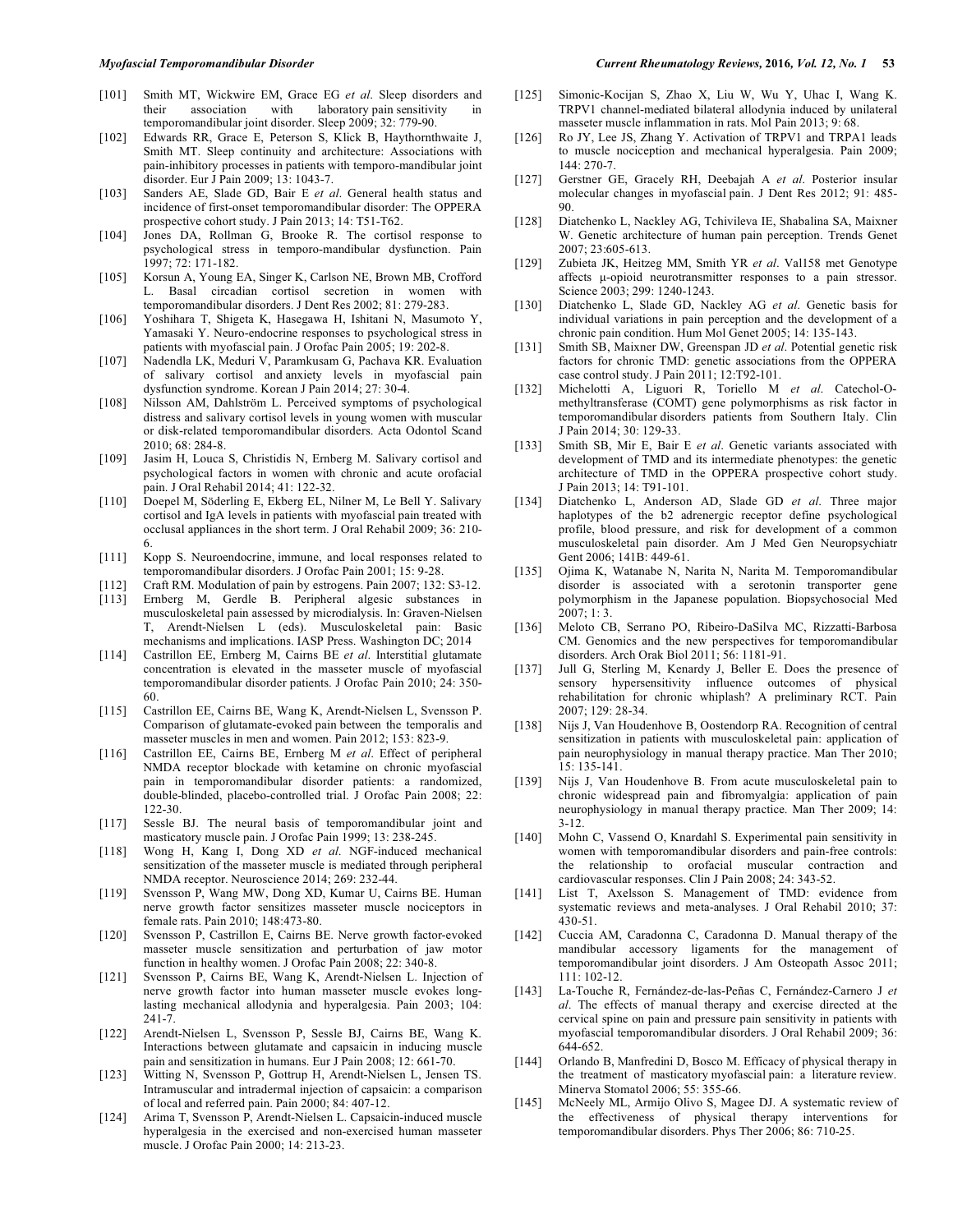[101] Smith MT, Wickwire EM, Grace EG *et al*. Sleep disorders and their association with laboratory pain sensitivity in temporomandibular joint disorder. Sleep 2009; 32: 779-90.

[102] Edwards RR, Grace E, Peterson S, Klick B, Haythornthwaite J, Smith MT. Sleep continuity and architecture: Associations with pain-inhibitory processes in patients with temporo-mandibular joint disorder. Eur J Pain 2009; 13: 1043-7.

[103] Sanders AE, Slade GD, Bair E *et al*. General health status and incidence of first-onset temporomandibular disorder: The OPPERA prospective cohort study. J Pain 2013; 14: T51-T62.

[104] Jones DA, Rollman G, Brooke R. The cortisol response to psychological stress in temporo-mandibular dysfunction. Pain 1997; 72: 171-182.

[105] Korsun A, Young EA, Singer K, Carlson NE, Brown MB, Crofford L. Basal circadian cortisol secretion in women with temporomandibular disorders. J Dent Res 2002; 81: 279-283.

[106] Yoshihara T, Shigeta K, Hasegawa H, Ishitani N, Masumoto Y, Yamasaki Y. Neuro-endocrine responses to psychological stress in patients with myofascial pain. J Orofac Pain 2005; 19: 202-8.

[107] Nadendla LK, Meduri V, Paramkusam G, Pachava KR. Evaluation of salivary cortisol and anxiety levels in myofascial pain dysfunction syndrome. Korean J Pain 2014; 27: 30-4.

[108] Nilsson AM, Dahlström L. Perceived symptoms of psychological distress and salivary cortisol levels in young women with muscular or disk-related temporomandibular disorders. Acta Odontol Scand 2010; 68: 284-8.

[109] Jasim H, Louca S, Christidis N, Ernberg M. Salivary cortisol and psychological factors in women with chronic and acute orofacial pain. J Oral Rehabil 2014; 41: 122-32.

[110] Doepel M, Söderling E, Ekberg EL, Nilner M, Le Bell Y. Salivary cortisol and IgA levels in patients with myofascial pain treated with occlusal appliances in the short term. J Oral Rehabil 2009; 36: 210-6.

[111] Kopp S. Neuroendocrine, immune, and local responses related to temporomandibular disorders. J Orofac Pain 2001; 15: 9-28.

[112] Craft RM. Modulation of pain by estrogens. Pain 2007; 132: S3-12.

[113] Ernberg M, Gerdle B. Peripheral algesic substances in musculoskeletal pain assessed by microdialysis. In: Graven-Nielsen T, Arendt-Nielsen L (eds). Musculoskeletal pain: Basic mechanisms and implications. IASP Press. Washington DC; 2014

[114] Castrillon EE, Ernberg M, Cairns BE *et al*. Interstitial glutamate concentration is elevated in the masseter muscle of myofascial temporomandibular disorder patients. J Orofac Pain 2010; 24: 350-60.

[115] Castrillon EE, Cairns BE, Wang K, Arendt-Nielsen L, Svensson P. Comparison of glutamate-evoked pain between the temporalis and masseter muscles in men and women. Pain 2012; 153: 823-9.

[116] Castrillon EE, Cairns BE, Ernberg M *et al*. Effect of peripheral NMDA receptor blockade with ketamine on chronic myofascial pain in temporomandibular disorder patients: a randomized, double-blinded, placebo-controlled trial. J Orofac Pain 2008; 22: 122-30.

[117] Sessle BJ. The neural basis of temporomandibular joint and masticatory muscle pain. J Orofac Pain 1999; 13: 238-245.

[118] Wong H, Kang I, Dong XD *et al*. NGF-induced mechanical sensitization of the masseter muscle is mediated through peripheral NMDA receptor. Neuroscience 2014; 269: 232-44.

[119] Svensson P, Wang MW, Dong XD, Kumar U, Cairns BE. Human nerve growth factor sensitizes masseter muscle nociceptors in female rats. Pain 2010; 148:473-80.

[120] Svensson P, Castrillon E, Cairns BE. Nerve growth factor-evoked masseter muscle sensitization and perturbation of jaw motor function in healthy women. J Orofac Pain 2008; 22: 340-8.

[121] Svensson P, Cairns BE, Wang K, Arendt-Nielsen L. Injection of nerve growth factor into human masseter muscle evokes long-lasting mechanical allodynia and hyperalgesia. Pain 2003; 104: 241-7.

[122] Arendt-Nielsen L, Svensson P, Sessle BJ, Cairns BE, Wang K. Interactions between glutamate and capsaicin in inducing muscle pain and sensitization in humans. Eur J Pain 2008; 12: 661-70.

[123] Witting N, Svensson P, Gottrup H, Arendt-Nielsen L, Jensen TS. Intramuscular and intradermal injection of capsaicin: a comparison of local and referred pain. Pain 2000; 84: 407-12.

[124] Arima T, Svensson P, Arendt-Nielsen L. Capsaicin-induced muscle hyperalgesia in the exercised and non-exercised human masseter muscle. J Orofac Pain 2000; 14: 213-23.

[125] Simonic-Kocijan S, Zhao X, Liu W, Wu Y, Uhac I, Wang K. TRPV1 channel-mediated bilateral allodynia induced by unilateral masseter muscle inflammation in rats. Mol Pain 2013; 9: 68.

[126] Ro JY, Lee JS, Zhang Y. Activation of TRPV1 and TRPA1 leads to muscle nociception and mechanical hyperalgesia. Pain 2009; 144: 270-7.

[127] Gerstner GE, Gracely RH, Deebajah A *et al*. Posterior insular molecular changes in myofascial pain. J Dent Res 2012; 91: 485-90.

[128] Diatchenko L, Nackley AG, Tchivileva IE, Shabalina SA, Maixner W. Genetic architecture of human pain perception. Trends Genet 2007; 23:605-613.

[129] Zubieta JK, Heitzeg MM, Smith YR *et al*. Val158 met Genotype affects µ-opioid neurotransmitter responses to a pain stressor. Science 2003; 299: 1240-1243.

[130] Diatchenko L, Slade GD, Nackley AG *et al*. Genetic basis for individual variations in pain perception and the development of a chronic pain condition. Hum Mol Genet 2005; 14: 135-143.

[131] Smith SB, Maixner DW, Greenspan JD *et al*. Potential genetic risk factors for chronic TMD: genetic associations from the OPPERA case control study. J Pain 2011; 12:T92-101.

[132] Michelotti A, Liguori R, Toriello M *et al*. Catechol-O-methyltransferase (COMT) gene polymorphisms as risk factor in temporomandibular disorders patients from Southern Italy. Clin J Pain 2014; 30: 129-33.

[133] Smith SB, Mir E, Bair E *et al*. Genetic variants associated with development of TMD and its intermediate phenotypes: the genetic architecture of TMD in the OPPERA prospective cohort study. J Pain 2013; 14: T91-101.

[134] Diatchenko L, Anderson AD, Slade GD *et al*. Three major haplotypes of the b2 adrenergic receptor define psychological profile, blood pressure, and risk for development of a common musculoskeletal pain disorder. Am J Med Gen Neuropsychiatr Gent 2006; 141B: 449-61.

[135] Ojima K, Watanabe N, Narita N, Narita M. Temporomandibular disorder is associated with a serotonin transporter gene polymorphism in the Japanese population. Biopsychosocial Med 2007; 1: 3.

[136] Meloto CB, Serrano PO, Ribeiro-DaSilva MC, Rizzatti-Barbosa CM. Genomics and the new perspectives for temporomandibular disorders. Arch Orak Biol 2011; 56: 1181-91.

[137] Jull G, Sterling M, Kenardy J, Beller E. Does the presence of sensory hypersensitivity influence outcomes of physical rehabilitation for chronic whiplash? A preliminary RCT. Pain 2007; 129: 28-34.

[138] Nijs J, Van Houdenhove B, Oostendorp RA. Recognition of central sensitization in patients with musculoskeletal pain: application of pain neurophysiology in manual therapy practice. Man Ther 2010; 15: 135-141.

[139] Nijs J, Van Houdenhove B. From acute musculoskeletal pain to chronic widespread pain and fibromyalgia: application of pain neurophysiology in manual therapy practice. Man Ther 2009; 14: 3-12.

[140] Mohn C, Vassend O, Knardahl S. Experimental pain sensitivity in women with temporomandibular disorders and pain-free controls: the relationship to orofacial muscular contraction and cardiovascular responses. Clin J Pain 2008; 24: 343-52.

[141] List T, Axelsson S. Management of TMD: evidence from systematic reviews and meta-analyses. J Oral Rehabil 2010; 37: 430-51.

[142] Cuccia AM, Caradonna C, Caradonna D. Manual therapy of the mandibular accessory ligaments for the management of temporomandibular joint disorders. J Am Osteopath Assoc 2011; 111: 102-12.

[143] La-Touche R, Fernández-de-las-Peñas C, Fernández-Carnero J *et al*. The effects of manual therapy and exercise directed at the cervical spine on pain and pressure pain sensitivity in patients with myofascial temporomandibular disorders. J Oral Rehabil 2009; 36: 644-652.

[144] Orlando B, Manfredini D, Bosco M. Efficacy of physical therapy in the treatment of masticatory myofascial pain: a literature review. Minerva Stomatol 2006; 55: 355-66.

[145] McNeely ML, Armijo Olivo S, Magee DJ. A systematic review of the effectiveness of physical therapy interventions for temporomandibular disorders. Phys Ther 2006; 86: 710-25.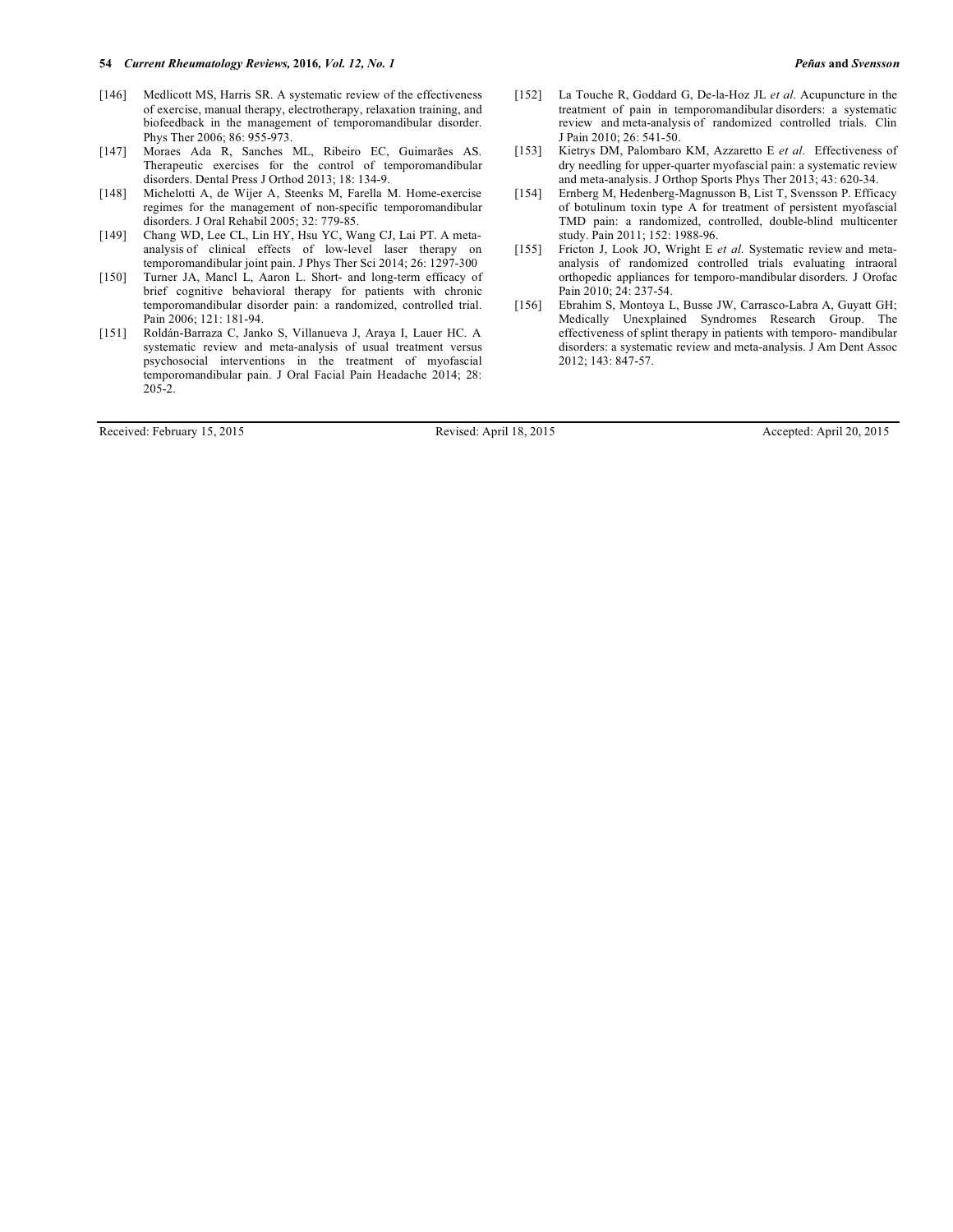[146] Medlicott MS, Harris SR. A systematic review of the effectiveness of exercise, manual therapy, electrotherapy, relaxation training, and biofeedback in the management of temporomandibular disorder. Phys Ther 2006; 86: 955-973.

[147] Moraes Ada R, Sanches ML, Ribeiro EC, Guimarães AS. Therapeutic exercises for the control of temporomandibular disorders. Dental Press J Orthod 2013; 18: 134-9.

[148] Michelotti A, de Wijer A, Steenks M, Farella M. Home-exercise regimes for the management of non-specific temporomandibular disorders. J Oral Rehabil 2005; 32: 779-85.

[149] Chang WD, Lee CL, Lin HY, Hsu YC, Wang CJ, Lai PT. A meta-analysis of clinical effects of low-level laser therapy on temporomandibular joint pain. J Phys Ther Sci 2014; 26: 1297-300

[150] Turner JA, Mancl L, Aaron L. Short- and long-term efficacy of brief cognitive behavioral therapy for patients with chronic temporomandibular disorder pain: a randomized, controlled trial. Pain 2006; 121: 181-94.

[151] Roldán-Barraza C, Janko S, Villanueva J, Araya I, Lauer HC. A systematic review and meta-analysis of usual treatment versus psychosocial interventions in the treatment of myofascial temporomandibular pain. J Oral Facial Pain Headache 2014; 28: 205-2.

[152] La Touche R, Goddard G, De-la-Hoz JL *et al*. Acupuncture in the treatment of pain in temporomandibular disorders: a systematic review and meta-analysis of randomized controlled trials. Clin J Pain 2010; 26: 541-50.

[153] Kietrys DM, Palombaro KM, Azzaretto E *et al*. Effectiveness of dry needling for upper-quarter myofascial pain: a systematic review and meta-analysis. J Orthop Sports Phys Ther 2013; 43: 620-34.

[154] Ernberg M, Hedenberg-Magnusson B, List T, Svensson P. Efficacy of botulinum toxin type A for treatment of persistent myofascial TMD pain: a randomized, controlled, double-blind multicenter study. Pain 2011; 152: 1988-96.

[155] Fricton J, Look JO, Wright E *et al*. Systematic review and meta-analysis of randomized controlled trials evaluating intraoral orthopedic appliances for temporo-mandibular disorders. J Orofac Pain 2010; 24: 237-54.

[156] Ebrahim S, Montoya L, Busse JW, Carrasco-Labra A, Guyatt GH; Medically Unexplained Syndromes Research Group. The effectiveness of splint therapy in patients with temporo- mandibular disorders: a systematic review and meta-analysis. J Am Dent Assoc 2012; 143: 847-57.

Received: February 15, 2015 Revised: April 18, 2015 Accepted: April 20, 2015